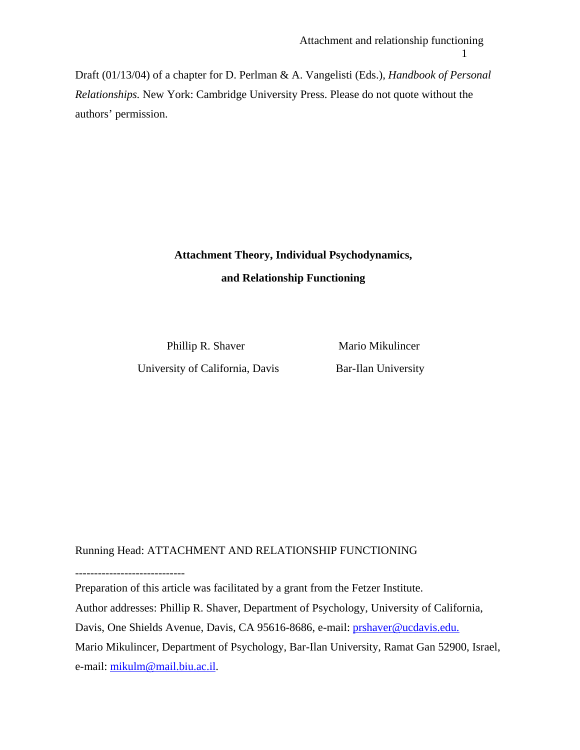Draft (01/13/04) of a chapter for D. Perlman & A. Vangelisti (Eds.), *Handbook of Personal Relationships.* New York: Cambridge University Press. Please do not quote without the authors' permission.

# Attachment Theory, Individual Psychodynamics, and Relationship Functioning

Phillip R. Shaver
University of California, Davis

Mario Mikulincer
Bar-Ilan University

Running Head: ATTACHMENT AND RELATIONSHIP FUNCTIONING

-----------------------------

Preparation of this article was facilitated by a grant from the Fetzer Institute.

Author addresses: Phillip R. Shaver, Department of Psychology, University of California, Davis, One Shields Avenue, Davis, CA 95616-8686, e-mail: prshaver@ucdavis.edu.

Mario Mikulincer, Department of Psychology, Bar-Ilan University, Ramat Gan 52900, Israel, e-mail: mikulm@mail.biu.ac.il.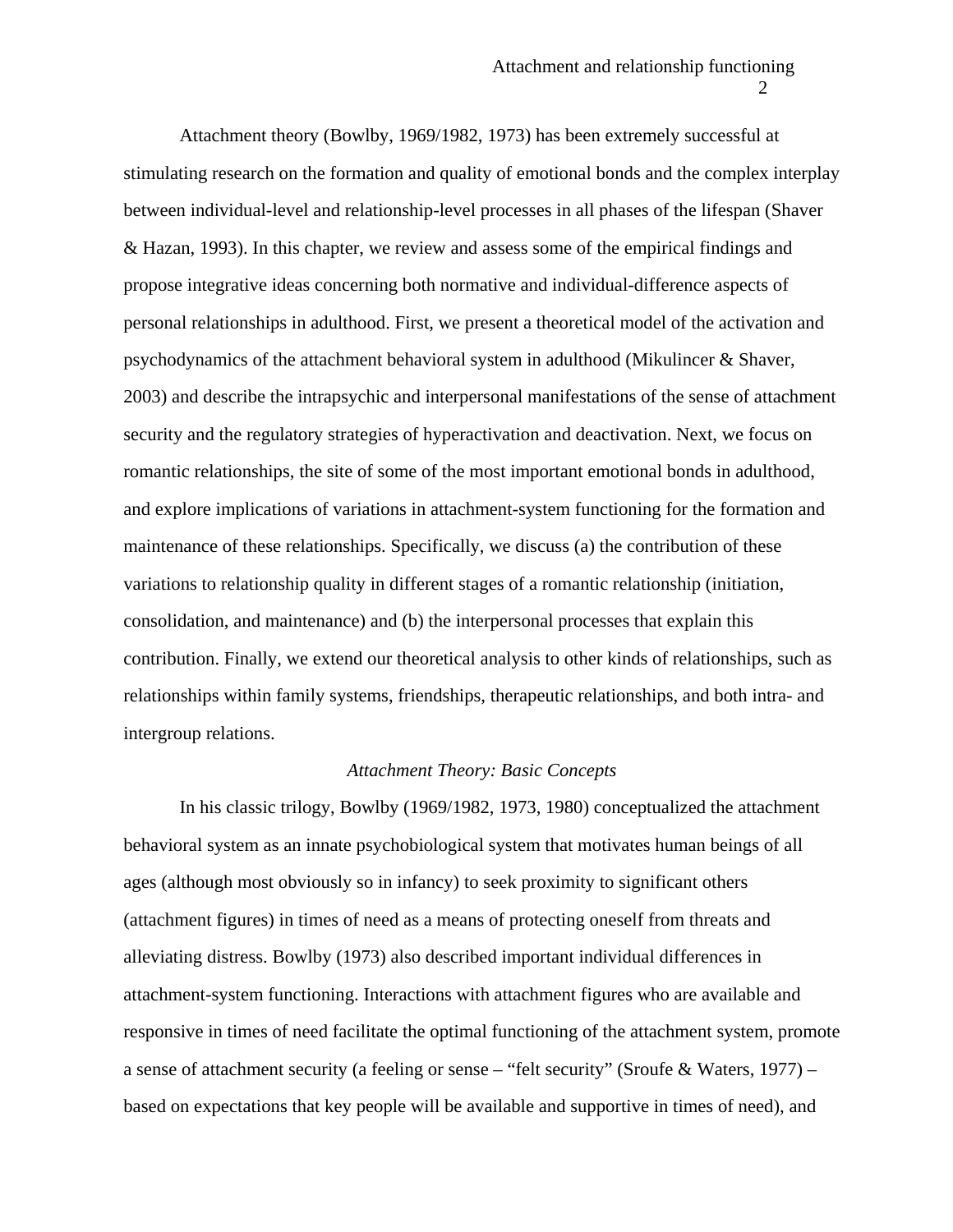Attachment theory (Bowlby, 1969/1982, 1973) has been extremely successful at stimulating research on the formation and quality of emotional bonds and the complex interplay between individual-level and relationship-level processes in all phases of the lifespan (Shaver & Hazan, 1993). In this chapter, we review and assess some of the empirical findings and propose integrative ideas concerning both normative and individual-difference aspects of personal relationships in adulthood. First, we present a theoretical model of the activation and psychodynamics of the attachment behavioral system in adulthood (Mikulincer & Shaver, 2003) and describe the intrapsychic and interpersonal manifestations of the sense of attachment security and the regulatory strategies of hyperactivation and deactivation. Next, we focus on romantic relationships, the site of some of the most important emotional bonds in adulthood, and explore implications of variations in attachment-system functioning for the formation and maintenance of these relationships. Specifically, we discuss (a) the contribution of these variations to relationship quality in different stages of a romantic relationship (initiation, consolidation, and maintenance) and (b) the interpersonal processes that explain this contribution. Finally, we extend our theoretical analysis to other kinds of relationships, such as relationships within family systems, friendships, therapeutic relationships, and both intra- and intergroup relations.

## *Attachment Theory: Basic Concepts*

In his classic trilogy, Bowlby (1969/1982, 1973, 1980) conceptualized the attachment behavioral system as an innate psychobiological system that motivates human beings of all ages (although most obviously so in infancy) to seek proximity to significant others (attachment figures) in times of need as a means of protecting oneself from threats and alleviating distress. Bowlby (1973) also described important individual differences in attachment-system functioning. Interactions with attachment figures who are available and responsive in times of need facilitate the optimal functioning of the attachment system, promote a sense of attachment security (a feeling or sense – "felt security" (Sroufe & Waters, 1977) – based on expectations that key people will be available and supportive in times of need), and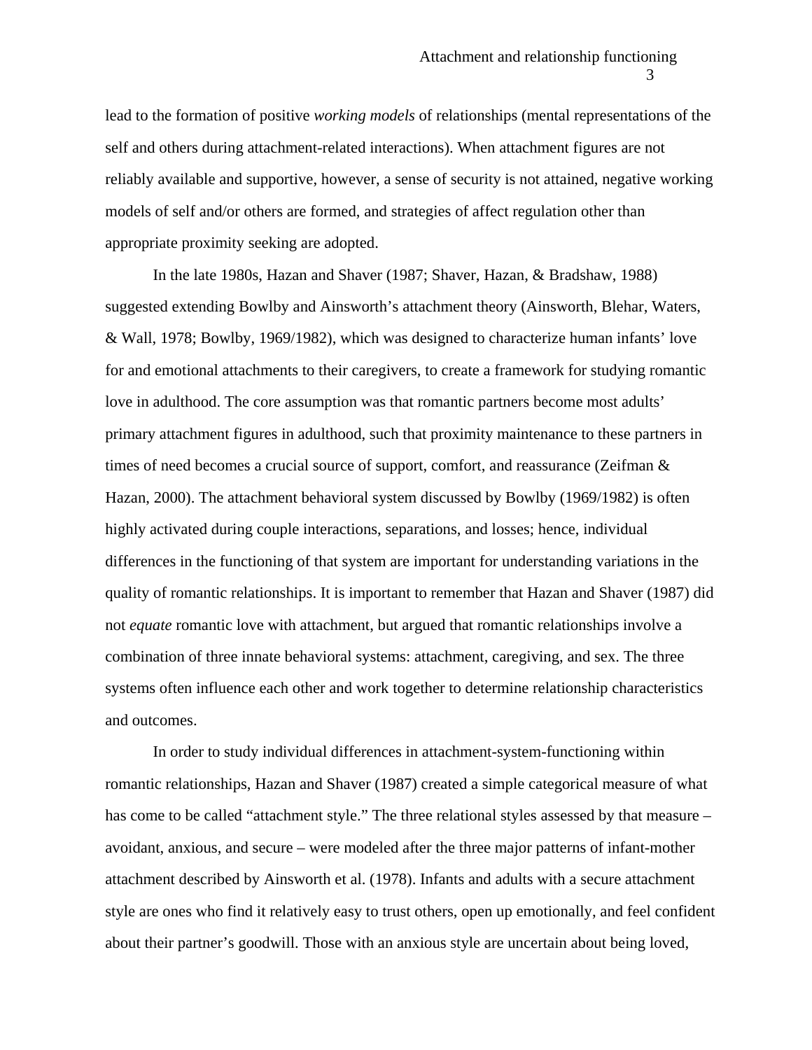lead to the formation of positive *working models* of relationships (mental representations of the self and others during attachment-related interactions). When attachment figures are not reliably available and supportive, however, a sense of security is not attained, negative working models of self and/or others are formed, and strategies of affect regulation other than appropriate proximity seeking are adopted.

In the late 1980s, Hazan and Shaver (1987; Shaver, Hazan, & Bradshaw, 1988) suggested extending Bowlby and Ainsworth's attachment theory (Ainsworth, Blehar, Waters, & Wall, 1978; Bowlby, 1969/1982), which was designed to characterize human infants' love for and emotional attachments to their caregivers, to create a framework for studying romantic love in adulthood. The core assumption was that romantic partners become most adults' primary attachment figures in adulthood, such that proximity maintenance to these partners in times of need becomes a crucial source of support, comfort, and reassurance (Zeifman & Hazan, 2000). The attachment behavioral system discussed by Bowlby (1969/1982) is often highly activated during couple interactions, separations, and losses; hence, individual differences in the functioning of that system are important for understanding variations in the quality of romantic relationships. It is important to remember that Hazan and Shaver (1987) did not *equate* romantic love with attachment, but argued that romantic relationships involve a combination of three innate behavioral systems: attachment, caregiving, and sex. The three systems often influence each other and work together to determine relationship characteristics and outcomes.

In order to study individual differences in attachment-system-functioning within romantic relationships, Hazan and Shaver (1987) created a simple categorical measure of what has come to be called "attachment style." The three relational styles assessed by that measure – avoidant, anxious, and secure – were modeled after the three major patterns of infant-mother attachment described by Ainsworth et al. (1978). Infants and adults with a secure attachment style are ones who find it relatively easy to trust others, open up emotionally, and feel confident about their partner's goodwill. Those with an anxious style are uncertain about being loved,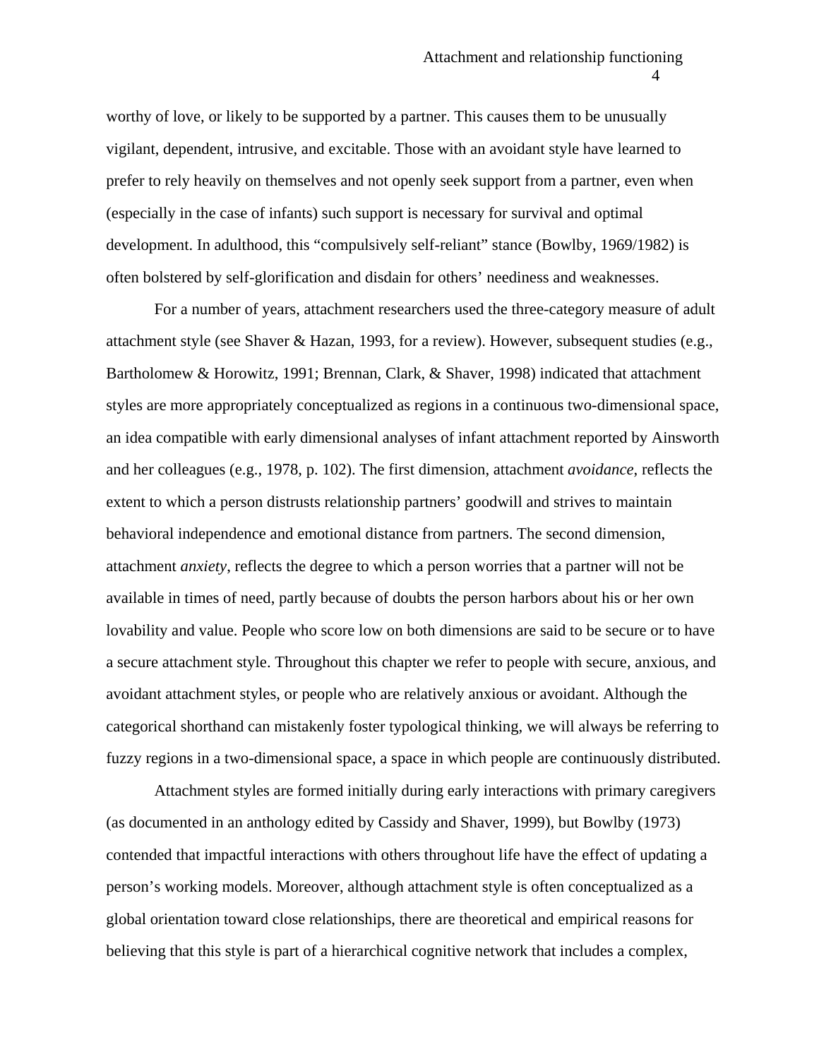worthy of love, or likely to be supported by a partner. This causes them to be unusually vigilant, dependent, intrusive, and excitable. Those with an avoidant style have learned to prefer to rely heavily on themselves and not openly seek support from a partner, even when (especially in the case of infants) such support is necessary for survival and optimal development. In adulthood, this "compulsively self-reliant" stance (Bowlby, 1969/1982) is often bolstered by self-glorification and disdain for others' neediness and weaknesses.

For a number of years, attachment researchers used the three-category measure of adult attachment style (see Shaver & Hazan, 1993, for a review). However, subsequent studies (e.g., Bartholomew & Horowitz, 1991; Brennan, Clark, & Shaver, 1998) indicated that attachment styles are more appropriately conceptualized as regions in a continuous two-dimensional space, an idea compatible with early dimensional analyses of infant attachment reported by Ainsworth and her colleagues (e.g., 1978, p. 102). The first dimension, attachment *avoidance*, reflects the extent to which a person distrusts relationship partners' goodwill and strives to maintain behavioral independence and emotional distance from partners. The second dimension, attachment *anxiety*, reflects the degree to which a person worries that a partner will not be available in times of need, partly because of doubts the person harbors about his or her own lovability and value. People who score low on both dimensions are said to be secure or to have a secure attachment style. Throughout this chapter we refer to people with secure, anxious, and avoidant attachment styles, or people who are relatively anxious or avoidant. Although the categorical shorthand can mistakenly foster typological thinking, we will always be referring to fuzzy regions in a two-dimensional space, a space in which people are continuously distributed.

Attachment styles are formed initially during early interactions with primary caregivers (as documented in an anthology edited by Cassidy and Shaver, 1999), but Bowlby (1973) contended that impactful interactions with others throughout life have the effect of updating a person's working models. Moreover, although attachment style is often conceptualized as a global orientation toward close relationships, there are theoretical and empirical reasons for believing that this style is part of a hierarchical cognitive network that includes a complex,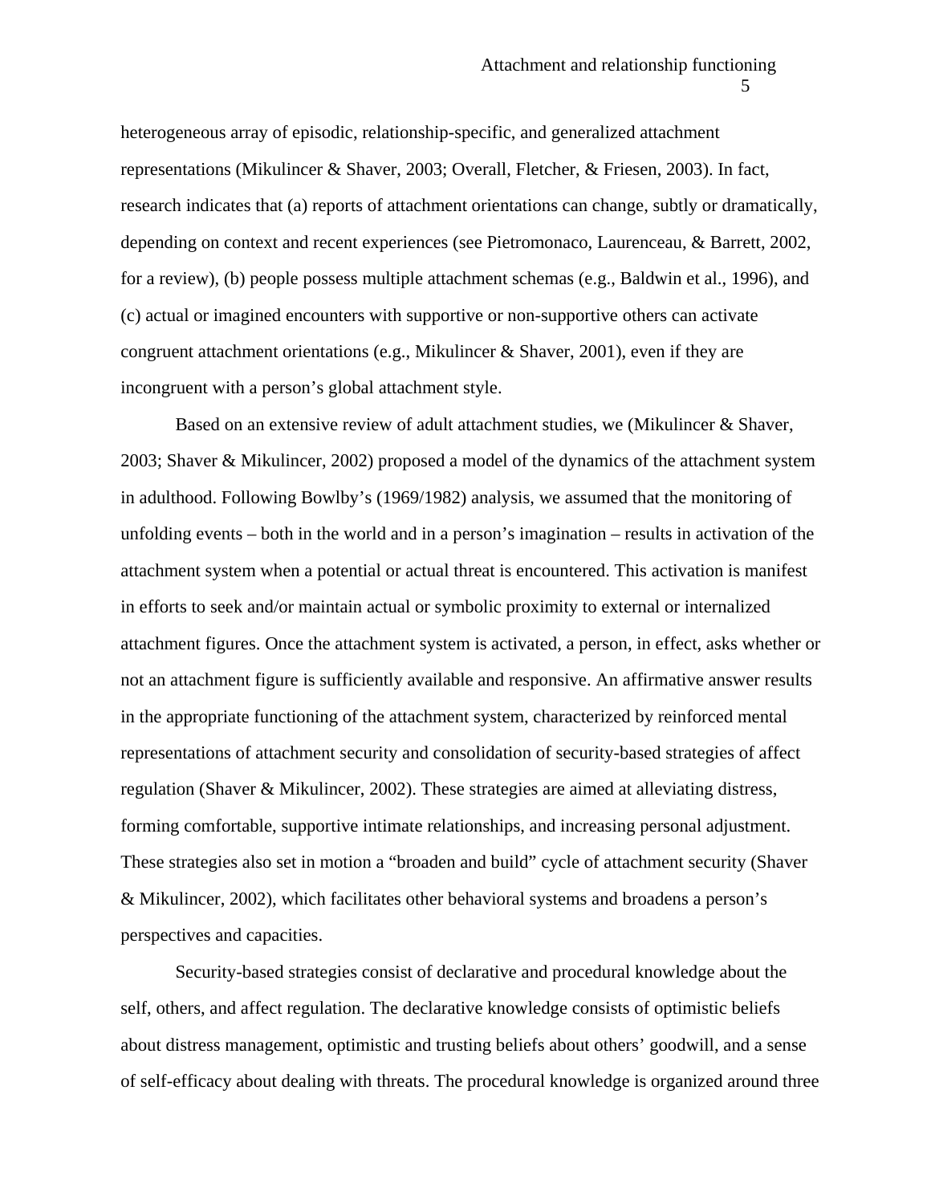heterogeneous array of episodic, relationship-specific, and generalized attachment representations (Mikulincer & Shaver, 2003; Overall, Fletcher, & Friesen, 2003). In fact, research indicates that (a) reports of attachment orientations can change, subtly or dramatically, depending on context and recent experiences (see Pietromonaco, Laurenceau, & Barrett, 2002, for a review), (b) people possess multiple attachment schemas (e.g., Baldwin et al., 1996), and (c) actual or imagined encounters with supportive or non-supportive others can activate congruent attachment orientations (e.g., Mikulincer & Shaver, 2001), even if they are incongruent with a person's global attachment style.

Based on an extensive review of adult attachment studies, we (Mikulincer & Shaver, 2003; Shaver & Mikulincer, 2002) proposed a model of the dynamics of the attachment system in adulthood. Following Bowlby's (1969/1982) analysis, we assumed that the monitoring of unfolding events – both in the world and in a person's imagination – results in activation of the attachment system when a potential or actual threat is encountered. This activation is manifest in efforts to seek and/or maintain actual or symbolic proximity to external or internalized attachment figures. Once the attachment system is activated, a person, in effect, asks whether or not an attachment figure is sufficiently available and responsive. An affirmative answer results in the appropriate functioning of the attachment system, characterized by reinforced mental representations of attachment security and consolidation of security-based strategies of affect regulation (Shaver & Mikulincer, 2002). These strategies are aimed at alleviating distress, forming comfortable, supportive intimate relationships, and increasing personal adjustment. These strategies also set in motion a "broaden and build" cycle of attachment security (Shaver & Mikulincer, 2002), which facilitates other behavioral systems and broadens a person's perspectives and capacities.

Security-based strategies consist of declarative and procedural knowledge about the self, others, and affect regulation. The declarative knowledge consists of optimistic beliefs about distress management, optimistic and trusting beliefs about others' goodwill, and a sense of self-efficacy about dealing with threats. The procedural knowledge is organized around three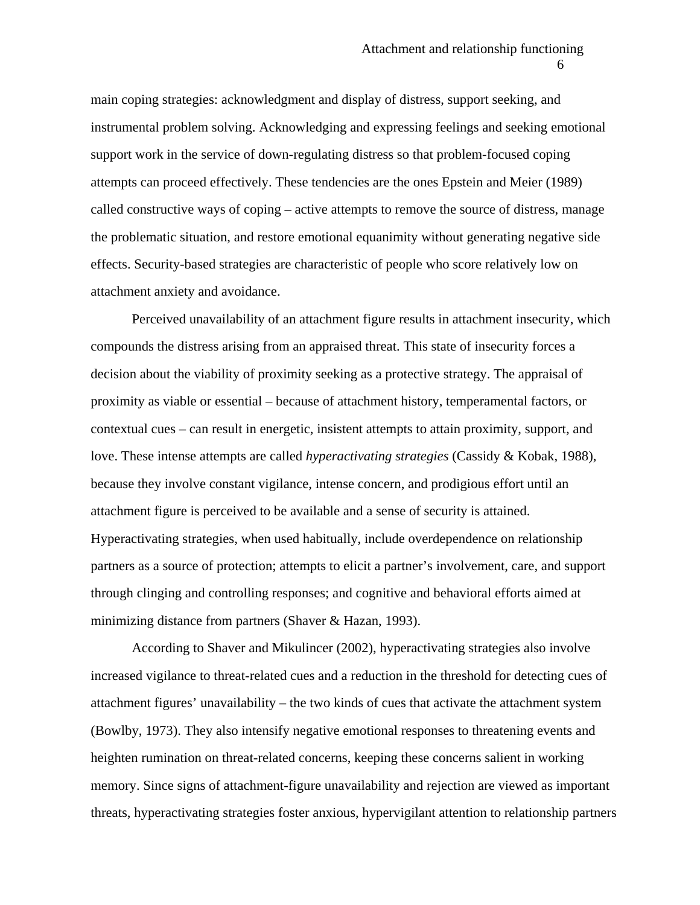main coping strategies: acknowledgment and display of distress, support seeking, and instrumental problem solving. Acknowledging and expressing feelings and seeking emotional support work in the service of down-regulating distress so that problem-focused coping attempts can proceed effectively. These tendencies are the ones Epstein and Meier (1989) called constructive ways of coping – active attempts to remove the source of distress, manage the problematic situation, and restore emotional equanimity without generating negative side effects. Security-based strategies are characteristic of people who score relatively low on attachment anxiety and avoidance.

Perceived unavailability of an attachment figure results in attachment insecurity, which compounds the distress arising from an appraised threat. This state of insecurity forces a decision about the viability of proximity seeking as a protective strategy. The appraisal of proximity as viable or essential – because of attachment history, temperamental factors, or contextual cues – can result in energetic, insistent attempts to attain proximity, support, and love. These intense attempts are called *hyperactivating strategies* (Cassidy & Kobak, 1988), because they involve constant vigilance, intense concern, and prodigious effort until an attachment figure is perceived to be available and a sense of security is attained. Hyperactivating strategies, when used habitually, include overdependence on relationship partners as a source of protection; attempts to elicit a partner's involvement, care, and support through clinging and controlling responses; and cognitive and behavioral efforts aimed at minimizing distance from partners (Shaver & Hazan, 1993).

According to Shaver and Mikulincer (2002), hyperactivating strategies also involve increased vigilance to threat-related cues and a reduction in the threshold for detecting cues of attachment figures' unavailability – the two kinds of cues that activate the attachment system (Bowlby, 1973). They also intensify negative emotional responses to threatening events and heighten rumination on threat-related concerns, keeping these concerns salient in working memory. Since signs of attachment-figure unavailability and rejection are viewed as important threats, hyperactivating strategies foster anxious, hypervigilant attention to relationship partners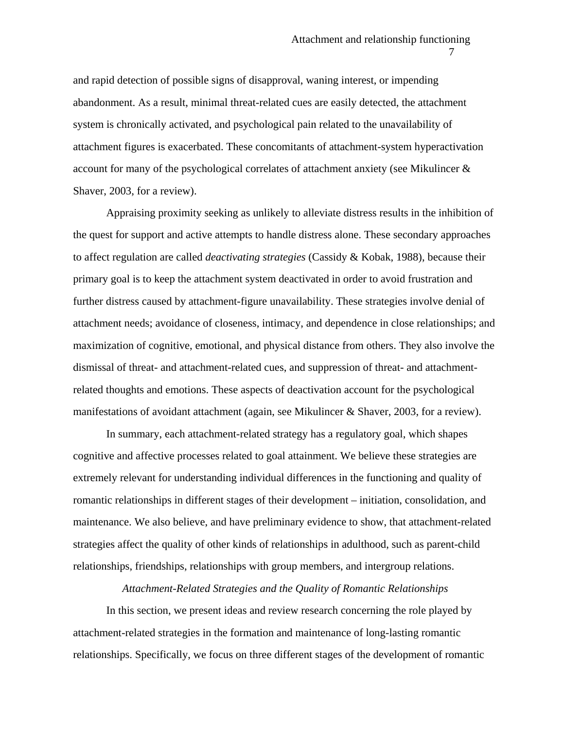and rapid detection of possible signs of disapproval, waning interest, or impending abandonment. As a result, minimal threat-related cues are easily detected, the attachment system is chronically activated, and psychological pain related to the unavailability of attachment figures is exacerbated. These concomitants of attachment-system hyperactivation account for many of the psychological correlates of attachment anxiety (see Mikulincer & Shaver, 2003, for a review).

Appraising proximity seeking as unlikely to alleviate distress results in the inhibition of the quest for support and active attempts to handle distress alone. These secondary approaches to affect regulation are called *deactivating strategies* (Cassidy & Kobak, 1988), because their primary goal is to keep the attachment system deactivated in order to avoid frustration and further distress caused by attachment-figure unavailability. These strategies involve denial of attachment needs; avoidance of closeness, intimacy, and dependence in close relationships; and maximization of cognitive, emotional, and physical distance from others. They also involve the dismissal of threat- and attachment-related cues, and suppression of threat- and attachment-related thoughts and emotions. These aspects of deactivation account for the psychological manifestations of avoidant attachment (again, see Mikulincer & Shaver, 2003, for a review).

In summary, each attachment-related strategy has a regulatory goal, which shapes cognitive and affective processes related to goal attainment. We believe these strategies are extremely relevant for understanding individual differences in the functioning and quality of romantic relationships in different stages of their development – initiation, consolidation, and maintenance. We also believe, and have preliminary evidence to show, that attachment-related strategies affect the quality of other kinds of relationships in adulthood, such as parent-child relationships, friendships, relationships with group members, and intergroup relations.

### *Attachment-Related Strategies and the Quality of Romantic Relationships*

In this section, we present ideas and review research concerning the role played by attachment-related strategies in the formation and maintenance of long-lasting romantic relationships. Specifically, we focus on three different stages of the development of romantic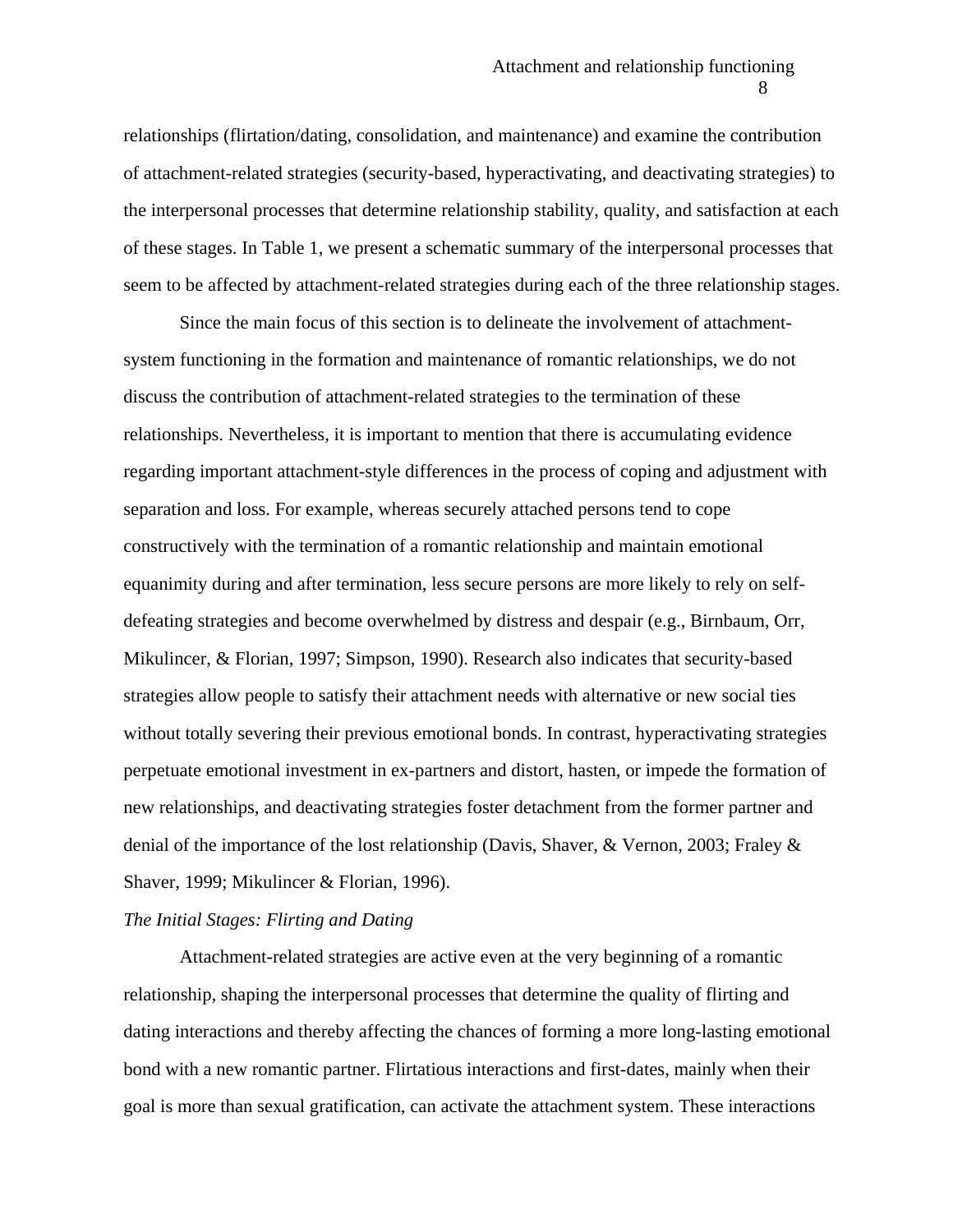relationships (flirtation/dating, consolidation, and maintenance) and examine the contribution of attachment-related strategies (security-based, hyperactivating, and deactivating strategies) to the interpersonal processes that determine relationship stability, quality, and satisfaction at each of these stages. In Table 1, we present a schematic summary of the interpersonal processes that seem to be affected by attachment-related strategies during each of the three relationship stages.

Since the main focus of this section is to delineate the involvement of attachment-system functioning in the formation and maintenance of romantic relationships, we do not discuss the contribution of attachment-related strategies to the termination of these relationships. Nevertheless, it is important to mention that there is accumulating evidence regarding important attachment-style differences in the process of coping and adjustment with separation and loss. For example, whereas securely attached persons tend to cope constructively with the termination of a romantic relationship and maintain emotional equanimity during and after termination, less secure persons are more likely to rely on self-defeating strategies and become overwhelmed by distress and despair (e.g., Birnbaum, Orr, Mikulincer, & Florian, 1997; Simpson, 1990). Research also indicates that security-based strategies allow people to satisfy their attachment needs with alternative or new social ties without totally severing their previous emotional bonds. In contrast, hyperactivating strategies perpetuate emotional investment in ex-partners and distort, hasten, or impede the formation of new relationships, and deactivating strategies foster detachment from the former partner and denial of the importance of the lost relationship (Davis, Shaver, & Vernon, 2003; Fraley & Shaver, 1999; Mikulincer & Florian, 1996).

*The Initial Stages: Flirting and Dating*

Attachment-related strategies are active even at the very beginning of a romantic relationship, shaping the interpersonal processes that determine the quality of flirting and dating interactions and thereby affecting the chances of forming a more long-lasting emotional bond with a new romantic partner. Flirtatious interactions and first-dates, mainly when their goal is more than sexual gratification, can activate the attachment system. These interactions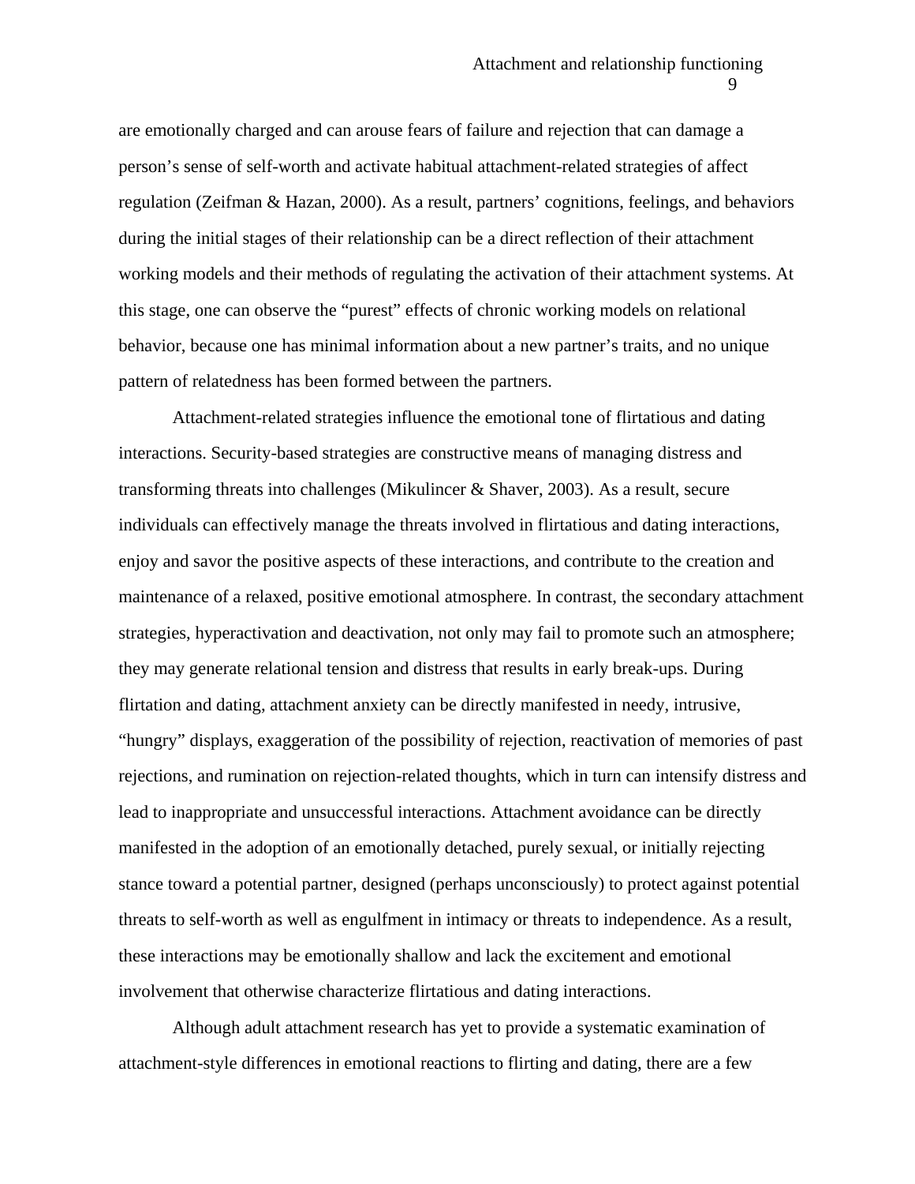are emotionally charged and can arouse fears of failure and rejection that can damage a person's sense of self-worth and activate habitual attachment-related strategies of affect regulation (Zeifman & Hazan, 2000). As a result, partners' cognitions, feelings, and behaviors during the initial stages of their relationship can be a direct reflection of their attachment working models and their methods of regulating the activation of their attachment systems. At this stage, one can observe the "purest" effects of chronic working models on relational behavior, because one has minimal information about a new partner's traits, and no unique pattern of relatedness has been formed between the partners.

Attachment-related strategies influence the emotional tone of flirtatious and dating interactions. Security-based strategies are constructive means of managing distress and transforming threats into challenges (Mikulincer & Shaver, 2003). As a result, secure individuals can effectively manage the threats involved in flirtatious and dating interactions, enjoy and savor the positive aspects of these interactions, and contribute to the creation and maintenance of a relaxed, positive emotional atmosphere. In contrast, the secondary attachment strategies, hyperactivation and deactivation, not only may fail to promote such an atmosphere; they may generate relational tension and distress that results in early break-ups. During flirtation and dating, attachment anxiety can be directly manifested in needy, intrusive, "hungry" displays, exaggeration of the possibility of rejection, reactivation of memories of past rejections, and rumination on rejection-related thoughts, which in turn can intensify distress and lead to inappropriate and unsuccessful interactions. Attachment avoidance can be directly manifested in the adoption of an emotionally detached, purely sexual, or initially rejecting stance toward a potential partner, designed (perhaps unconsciously) to protect against potential threats to self-worth as well as engulfment in intimacy or threats to independence. As a result, these interactions may be emotionally shallow and lack the excitement and emotional involvement that otherwise characterize flirtatious and dating interactions.

Although adult attachment research has yet to provide a systematic examination of attachment-style differences in emotional reactions to flirting and dating, there are a few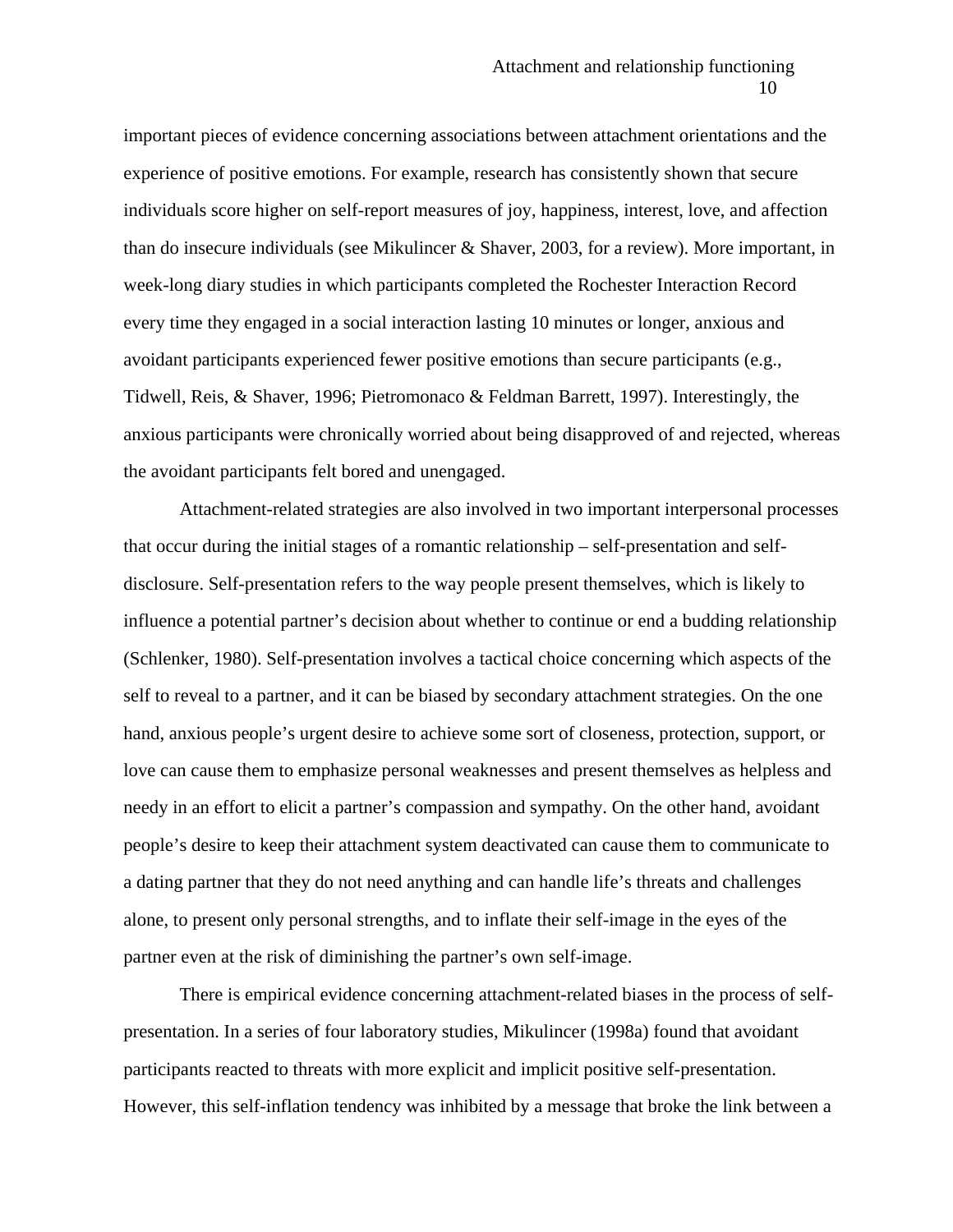important pieces of evidence concerning associations between attachment orientations and the experience of positive emotions. For example, research has consistently shown that secure individuals score higher on self-report measures of joy, happiness, interest, love, and affection than do insecure individuals (see Mikulincer & Shaver, 2003, for a review). More important, in week-long diary studies in which participants completed the Rochester Interaction Record every time they engaged in a social interaction lasting 10 minutes or longer, anxious and avoidant participants experienced fewer positive emotions than secure participants (e.g., Tidwell, Reis, & Shaver, 1996; Pietromonaco & Feldman Barrett, 1997). Interestingly, the anxious participants were chronically worried about being disapproved of and rejected, whereas the avoidant participants felt bored and unengaged.

Attachment-related strategies are also involved in two important interpersonal processes that occur during the initial stages of a romantic relationship – self-presentation and self-disclosure. Self-presentation refers to the way people present themselves, which is likely to influence a potential partner's decision about whether to continue or end a budding relationship (Schlenker, 1980). Self-presentation involves a tactical choice concerning which aspects of the self to reveal to a partner, and it can be biased by secondary attachment strategies. On the one hand, anxious people's urgent desire to achieve some sort of closeness, protection, support, or love can cause them to emphasize personal weaknesses and present themselves as helpless and needy in an effort to elicit a partner's compassion and sympathy. On the other hand, avoidant people's desire to keep their attachment system deactivated can cause them to communicate to a dating partner that they do not need anything and can handle life's threats and challenges alone, to present only personal strengths, and to inflate their self-image in the eyes of the partner even at the risk of diminishing the partner's own self-image.

There is empirical evidence concerning attachment-related biases in the process of self-presentation. In a series of four laboratory studies, Mikulincer (1998a) found that avoidant participants reacted to threats with more explicit and implicit positive self-presentation. However, this self-inflation tendency was inhibited by a message that broke the link between a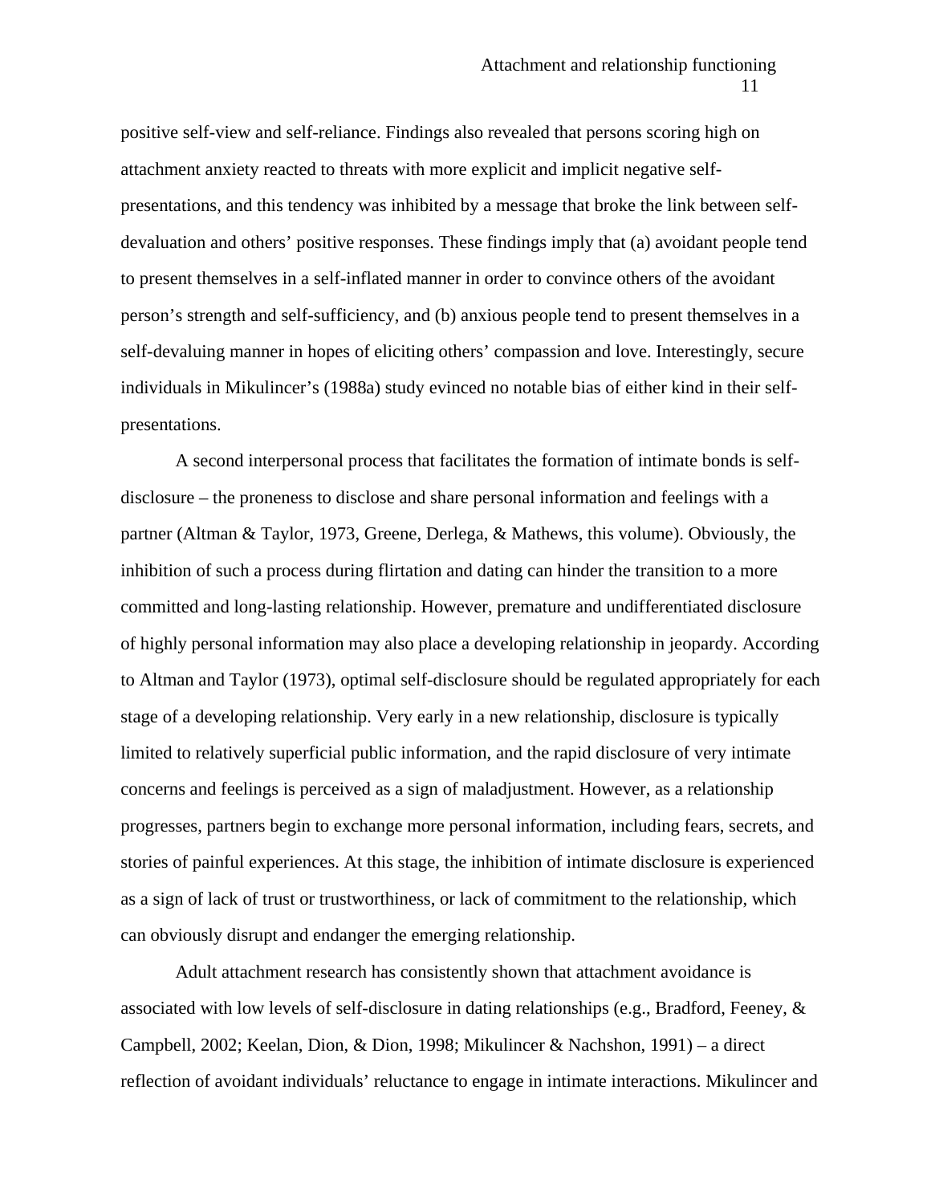positive self-view and self-reliance. Findings also revealed that persons scoring high on attachment anxiety reacted to threats with more explicit and implicit negative self-presentations, and this tendency was inhibited by a message that broke the link between self-devaluation and others' positive responses. These findings imply that (a) avoidant people tend to present themselves in a self-inflated manner in order to convince others of the avoidant person's strength and self-sufficiency, and (b) anxious people tend to present themselves in a self-devaluing manner in hopes of eliciting others' compassion and love. Interestingly, secure individuals in Mikulincer's (1988a) study evinced no notable bias of either kind in their self-presentations.

A second interpersonal process that facilitates the formation of intimate bonds is self-disclosure – the proneness to disclose and share personal information and feelings with a partner (Altman & Taylor, 1973, Greene, Derlega, & Mathews, this volume). Obviously, the inhibition of such a process during flirtation and dating can hinder the transition to a more committed and long-lasting relationship. However, premature and undifferentiated disclosure of highly personal information may also place a developing relationship in jeopardy. According to Altman and Taylor (1973), optimal self-disclosure should be regulated appropriately for each stage of a developing relationship. Very early in a new relationship, disclosure is typically limited to relatively superficial public information, and the rapid disclosure of very intimate concerns and feelings is perceived as a sign of maladjustment. However, as a relationship progresses, partners begin to exchange more personal information, including fears, secrets, and stories of painful experiences. At this stage, the inhibition of intimate disclosure is experienced as a sign of lack of trust or trustworthiness, or lack of commitment to the relationship, which can obviously disrupt and endanger the emerging relationship.

Adult attachment research has consistently shown that attachment avoidance is associated with low levels of self-disclosure in dating relationships (e.g., Bradford, Feeney, & Campbell, 2002; Keelan, Dion, & Dion, 1998; Mikulincer & Nachshon, 1991) – a direct reflection of avoidant individuals' reluctance to engage in intimate interactions. Mikulincer and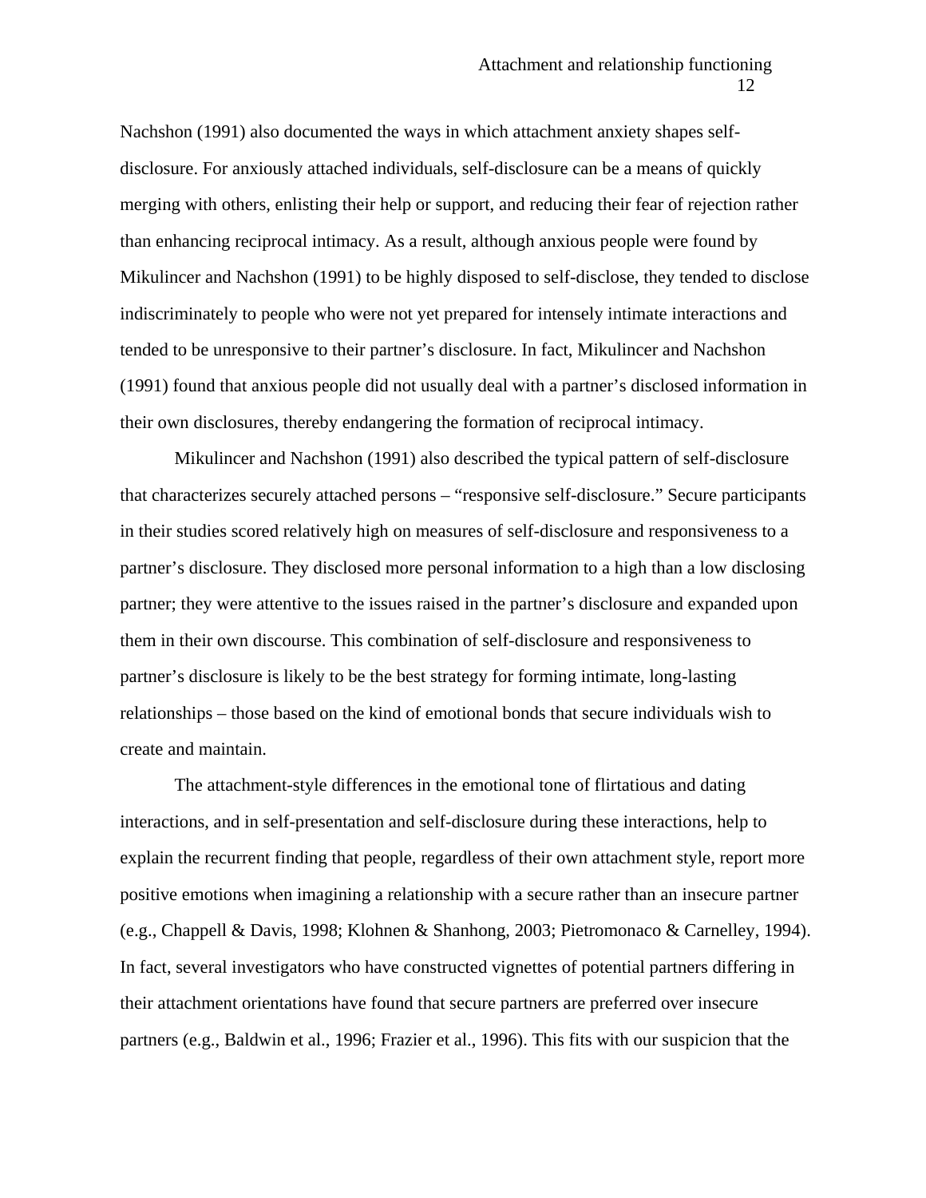Nachshon (1991) also documented the ways in which attachment anxiety shapes self-disclosure. For anxiously attached individuals, self-disclosure can be a means of quickly merging with others, enlisting their help or support, and reducing their fear of rejection rather than enhancing reciprocal intimacy. As a result, although anxious people were found by Mikulincer and Nachshon (1991) to be highly disposed to self-disclose, they tended to disclose indiscriminately to people who were not yet prepared for intensely intimate interactions and tended to be unresponsive to their partner's disclosure. In fact, Mikulincer and Nachshon (1991) found that anxious people did not usually deal with a partner's disclosed information in their own disclosures, thereby endangering the formation of reciprocal intimacy.

Mikulincer and Nachshon (1991) also described the typical pattern of self-disclosure that characterizes securely attached persons – "responsive self-disclosure." Secure participants in their studies scored relatively high on measures of self-disclosure and responsiveness to a partner's disclosure. They disclosed more personal information to a high than a low disclosing partner; they were attentive to the issues raised in the partner's disclosure and expanded upon them in their own discourse. This combination of self-disclosure and responsiveness to partner's disclosure is likely to be the best strategy for forming intimate, long-lasting relationships – those based on the kind of emotional bonds that secure individuals wish to create and maintain.

The attachment-style differences in the emotional tone of flirtatious and dating interactions, and in self-presentation and self-disclosure during these interactions, help to explain the recurrent finding that people, regardless of their own attachment style, report more positive emotions when imagining a relationship with a secure rather than an insecure partner (e.g., Chappell & Davis, 1998; Klohnen & Shanhong, 2003; Pietromonaco & Carnelley, 1994). In fact, several investigators who have constructed vignettes of potential partners differing in their attachment orientations have found that secure partners are preferred over insecure partners (e.g., Baldwin et al., 1996; Frazier et al., 1996). This fits with our suspicion that the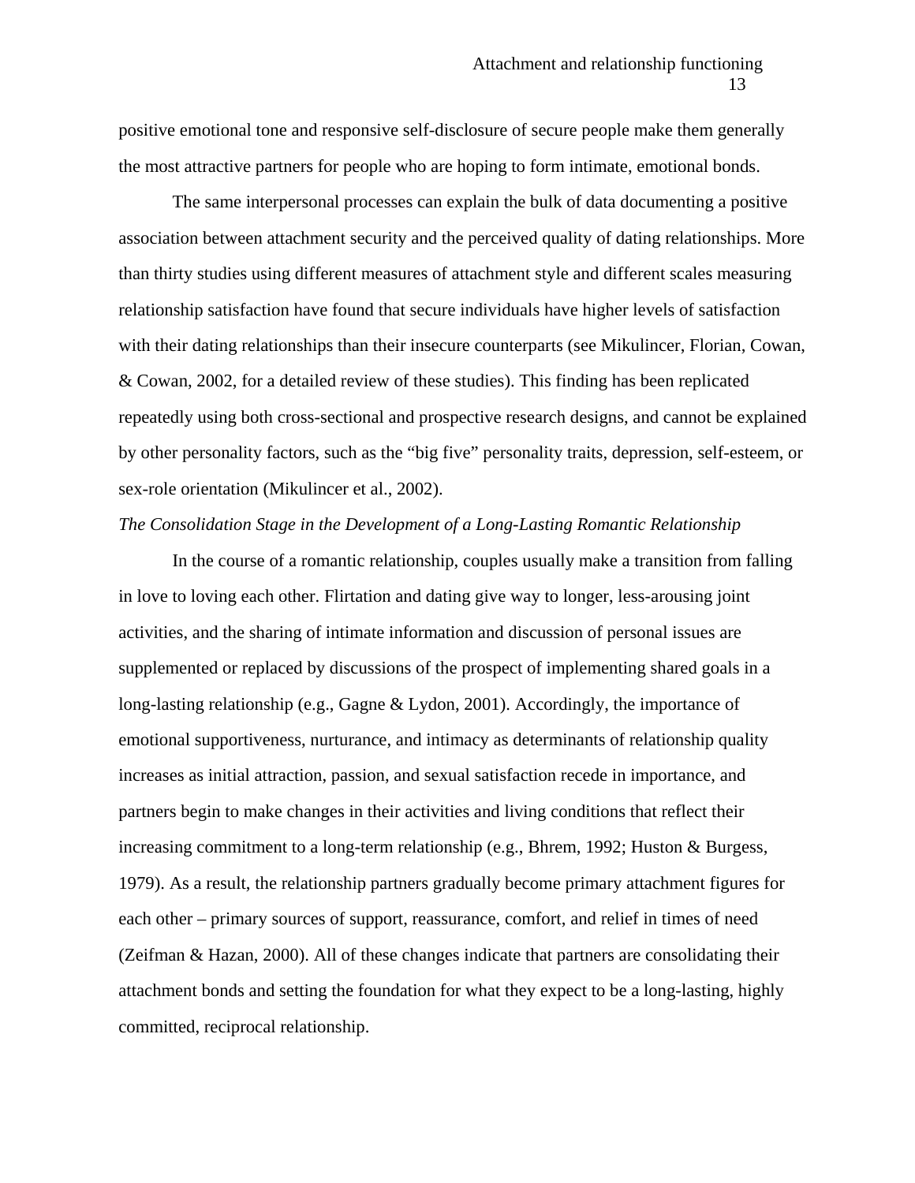positive emotional tone and responsive self-disclosure of secure people make them generally the most attractive partners for people who are hoping to form intimate, emotional bonds.

The same interpersonal processes can explain the bulk of data documenting a positive association between attachment security and the perceived quality of dating relationships. More than thirty studies using different measures of attachment style and different scales measuring relationship satisfaction have found that secure individuals have higher levels of satisfaction with their dating relationships than their insecure counterparts (see Mikulincer, Florian, Cowan, & Cowan, 2002, for a detailed review of these studies). This finding has been replicated repeatedly using both cross-sectional and prospective research designs, and cannot be explained by other personality factors, such as the "big five" personality traits, depression, self-esteem, or sex-role orientation (Mikulincer et al., 2002).

### *The Consolidation Stage in the Development of a Long-Lasting Romantic Relationship*

In the course of a romantic relationship, couples usually make a transition from falling in love to loving each other. Flirtation and dating give way to longer, less-arousing joint activities, and the sharing of intimate information and discussion of personal issues are supplemented or replaced by discussions of the prospect of implementing shared goals in a long-lasting relationship (e.g., Gagne & Lydon, 2001). Accordingly, the importance of emotional supportiveness, nurturance, and intimacy as determinants of relationship quality increases as initial attraction, passion, and sexual satisfaction recede in importance, and partners begin to make changes in their activities and living conditions that reflect their increasing commitment to a long-term relationship (e.g., Bhrem, 1992; Huston & Burgess, 1979). As a result, the relationship partners gradually become primary attachment figures for each other – primary sources of support, reassurance, comfort, and relief in times of need (Zeifman & Hazan, 2000). All of these changes indicate that partners are consolidating their attachment bonds and setting the foundation for what they expect to be a long-lasting, highly committed, reciprocal relationship.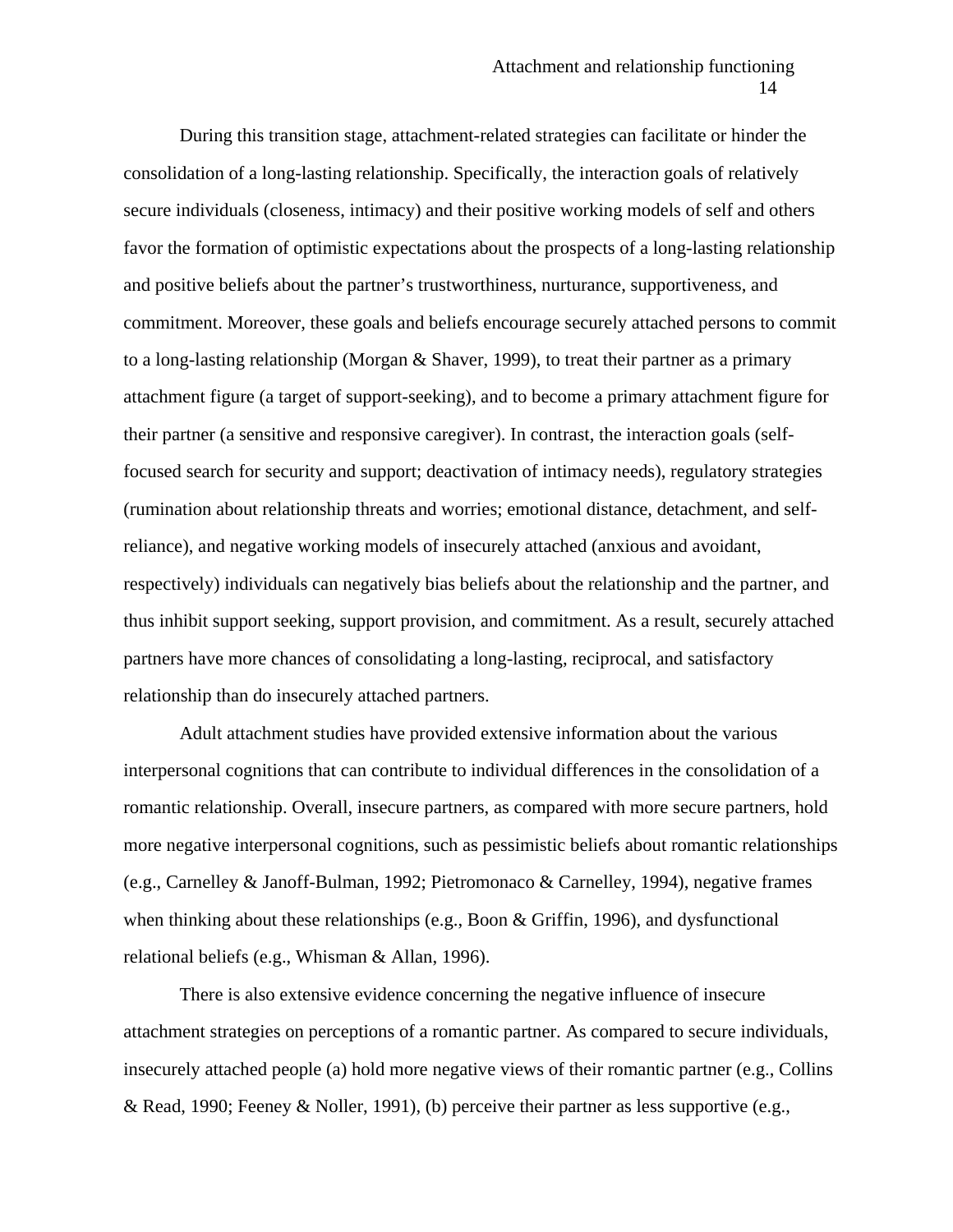During this transition stage, attachment-related strategies can facilitate or hinder the consolidation of a long-lasting relationship. Specifically, the interaction goals of relatively secure individuals (closeness, intimacy) and their positive working models of self and others favor the formation of optimistic expectations about the prospects of a long-lasting relationship and positive beliefs about the partner's trustworthiness, nurturance, supportiveness, and commitment. Moreover, these goals and beliefs encourage securely attached persons to commit to a long-lasting relationship (Morgan & Shaver, 1999), to treat their partner as a primary attachment figure (a target of support-seeking), and to become a primary attachment figure for their partner (a sensitive and responsive caregiver). In contrast, the interaction goals (self-focused search for security and support; deactivation of intimacy needs), regulatory strategies (rumination about relationship threats and worries; emotional distance, detachment, and self-reliance), and negative working models of insecurely attached (anxious and avoidant, respectively) individuals can negatively bias beliefs about the relationship and the partner, and thus inhibit support seeking, support provision, and commitment. As a result, securely attached partners have more chances of consolidating a long-lasting, reciprocal, and satisfactory relationship than do insecurely attached partners.

Adult attachment studies have provided extensive information about the various interpersonal cognitions that can contribute to individual differences in the consolidation of a romantic relationship. Overall, insecure partners, as compared with more secure partners, hold more negative interpersonal cognitions, such as pessimistic beliefs about romantic relationships (e.g., Carnelley & Janoff-Bulman, 1992; Pietromonaco & Carnelley, 1994), negative frames when thinking about these relationships (e.g., Boon & Griffin, 1996), and dysfunctional relational beliefs (e.g., Whisman & Allan, 1996).

There is also extensive evidence concerning the negative influence of insecure attachment strategies on perceptions of a romantic partner. As compared to secure individuals, insecurely attached people (a) hold more negative views of their romantic partner (e.g., Collins & Read, 1990; Feeney & Noller, 1991), (b) perceive their partner as less supportive (e.g.,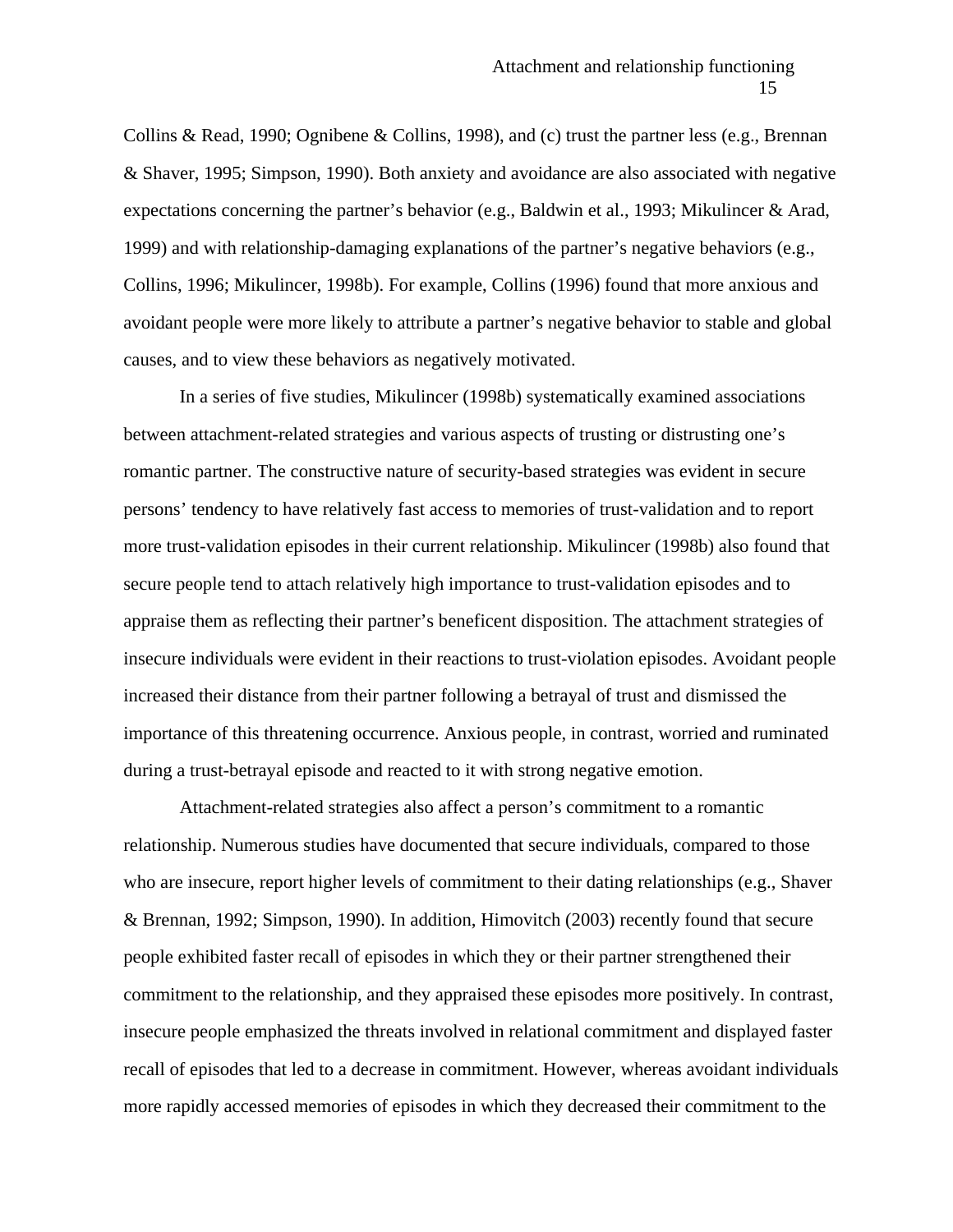Collins & Read, 1990; Ognibene & Collins, 1998), and (c) trust the partner less (e.g., Brennan & Shaver, 1995; Simpson, 1990). Both anxiety and avoidance are also associated with negative expectations concerning the partner's behavior (e.g., Baldwin et al., 1993; Mikulincer & Arad, 1999) and with relationship-damaging explanations of the partner's negative behaviors (e.g., Collins, 1996; Mikulincer, 1998b). For example, Collins (1996) found that more anxious and avoidant people were more likely to attribute a partner's negative behavior to stable and global causes, and to view these behaviors as negatively motivated.

In a series of five studies, Mikulincer (1998b) systematically examined associations between attachment-related strategies and various aspects of trusting or distrusting one's romantic partner. The constructive nature of security-based strategies was evident in secure persons' tendency to have relatively fast access to memories of trust-validation and to report more trust-validation episodes in their current relationship. Mikulincer (1998b) also found that secure people tend to attach relatively high importance to trust-validation episodes and to appraise them as reflecting their partner's beneficent disposition. The attachment strategies of insecure individuals were evident in their reactions to trust-violation episodes. Avoidant people increased their distance from their partner following a betrayal of trust and dismissed the importance of this threatening occurrence. Anxious people, in contrast, worried and ruminated during a trust-betrayal episode and reacted to it with strong negative emotion.

Attachment-related strategies also affect a person's commitment to a romantic relationship. Numerous studies have documented that secure individuals, compared to those who are insecure, report higher levels of commitment to their dating relationships (e.g., Shaver & Brennan, 1992; Simpson, 1990). In addition, Himovitch (2003) recently found that secure people exhibited faster recall of episodes in which they or their partner strengthened their commitment to the relationship, and they appraised these episodes more positively. In contrast, insecure people emphasized the threats involved in relational commitment and displayed faster recall of episodes that led to a decrease in commitment. However, whereas avoidant individuals more rapidly accessed memories of episodes in which they decreased their commitment to the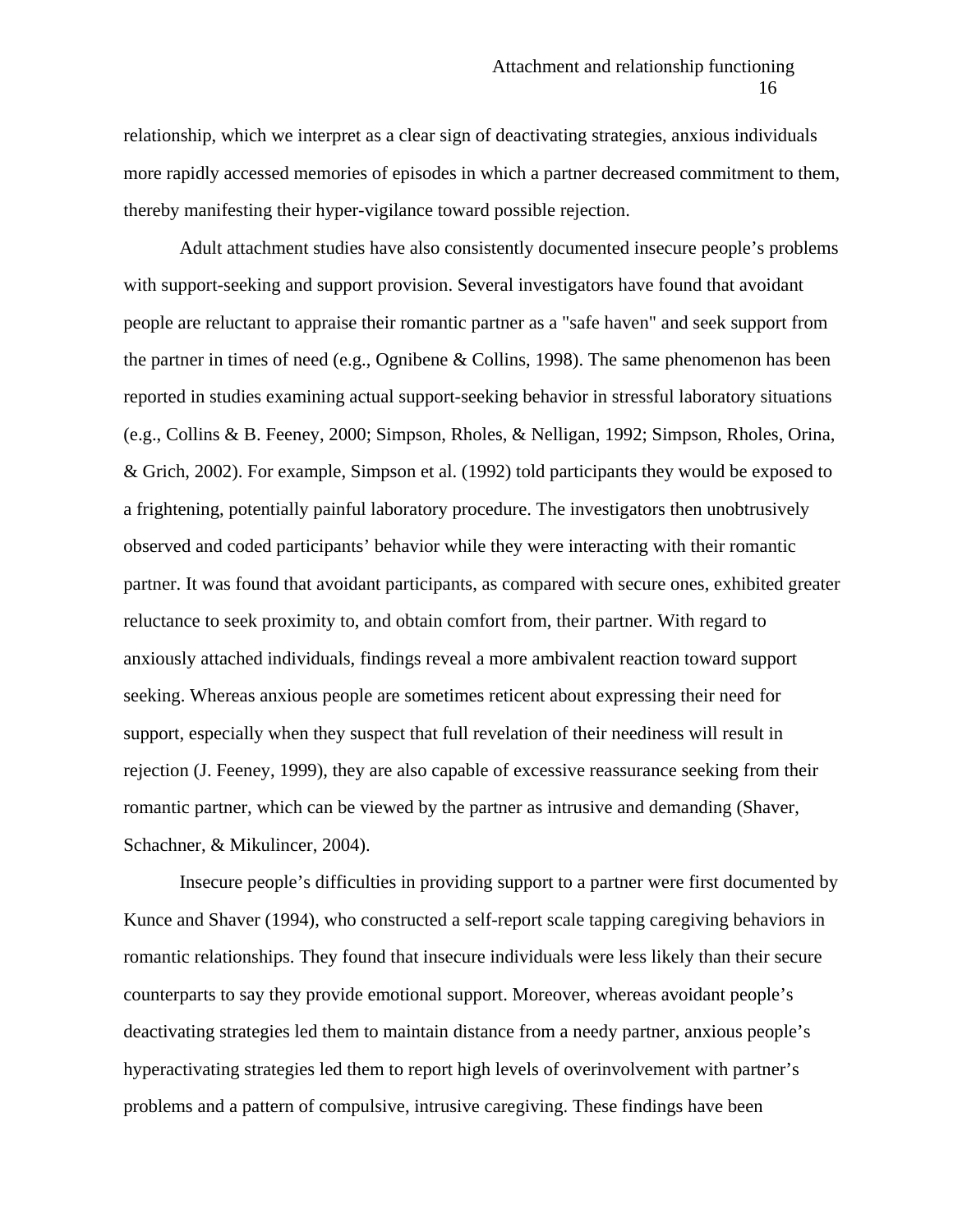relationship, which we interpret as a clear sign of deactivating strategies, anxious individuals more rapidly accessed memories of episodes in which a partner decreased commitment to them, thereby manifesting their hyper-vigilance toward possible rejection.

Adult attachment studies have also consistently documented insecure people's problems with support-seeking and support provision. Several investigators have found that avoidant people are reluctant to appraise their romantic partner as a "safe haven" and seek support from the partner in times of need (e.g., Ognibene & Collins, 1998). The same phenomenon has been reported in studies examining actual support-seeking behavior in stressful laboratory situations (e.g., Collins & B. Feeney, 2000; Simpson, Rholes, & Nelligan, 1992; Simpson, Rholes, Orina, & Grich, 2002). For example, Simpson et al. (1992) told participants they would be exposed to a frightening, potentially painful laboratory procedure. The investigators then unobtrusively observed and coded participants' behavior while they were interacting with their romantic partner. It was found that avoidant participants, as compared with secure ones, exhibited greater reluctance to seek proximity to, and obtain comfort from, their partner. With regard to anxiously attached individuals, findings reveal a more ambivalent reaction toward support seeking. Whereas anxious people are sometimes reticent about expressing their need for support, especially when they suspect that full revelation of their neediness will result in rejection (J. Feeney, 1999), they are also capable of excessive reassurance seeking from their romantic partner, which can be viewed by the partner as intrusive and demanding (Shaver, Schachner, & Mikulincer, 2004).

Insecure people's difficulties in providing support to a partner were first documented by Kunce and Shaver (1994), who constructed a self-report scale tapping caregiving behaviors in romantic relationships. They found that insecure individuals were less likely than their secure counterparts to say they provide emotional support. Moreover, whereas avoidant people's deactivating strategies led them to maintain distance from a needy partner, anxious people's hyperactivating strategies led them to report high levels of overinvolvement with partner's problems and a pattern of compulsive, intrusive caregiving. These findings have been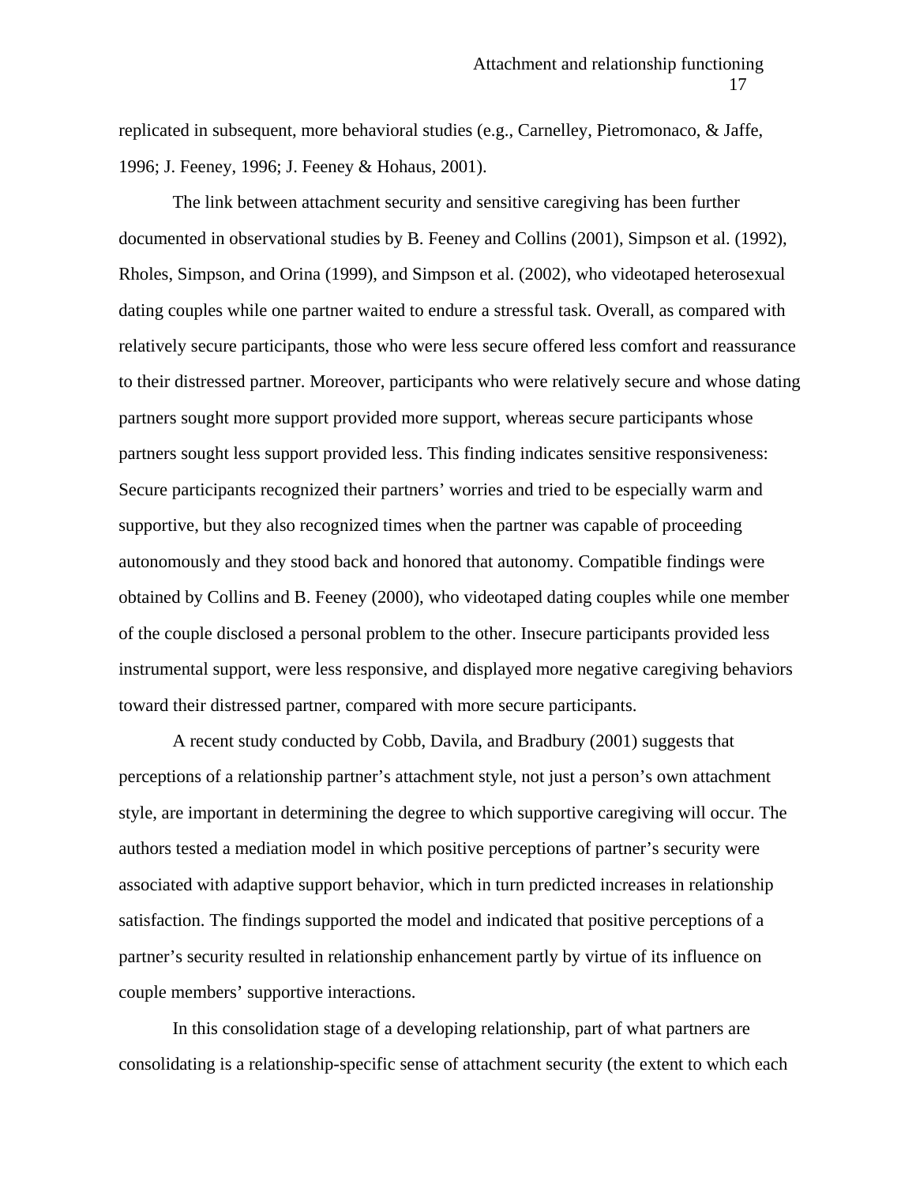replicated in subsequent, more behavioral studies (e.g., Carnelley, Pietromonaco, & Jaffe, 1996; J. Feeney, 1996; J. Feeney & Hohaus, 2001).

The link between attachment security and sensitive caregiving has been further documented in observational studies by B. Feeney and Collins (2001), Simpson et al. (1992), Rholes, Simpson, and Orina (1999), and Simpson et al. (2002), who videotaped heterosexual dating couples while one partner waited to endure a stressful task. Overall, as compared with relatively secure participants, those who were less secure offered less comfort and reassurance to their distressed partner. Moreover, participants who were relatively secure and whose dating partners sought more support provided more support, whereas secure participants whose partners sought less support provided less. This finding indicates sensitive responsiveness: Secure participants recognized their partners' worries and tried to be especially warm and supportive, but they also recognized times when the partner was capable of proceeding autonomously and they stood back and honored that autonomy. Compatible findings were obtained by Collins and B. Feeney (2000), who videotaped dating couples while one member of the couple disclosed a personal problem to the other. Insecure participants provided less instrumental support, were less responsive, and displayed more negative caregiving behaviors toward their distressed partner, compared with more secure participants.

A recent study conducted by Cobb, Davila, and Bradbury (2001) suggests that perceptions of a relationship partner's attachment style, not just a person's own attachment style, are important in determining the degree to which supportive caregiving will occur. The authors tested a mediation model in which positive perceptions of partner's security were associated with adaptive support behavior, which in turn predicted increases in relationship satisfaction. The findings supported the model and indicated that positive perceptions of a partner's security resulted in relationship enhancement partly by virtue of its influence on couple members' supportive interactions.

In this consolidation stage of a developing relationship, part of what partners are consolidating is a relationship-specific sense of attachment security (the extent to which each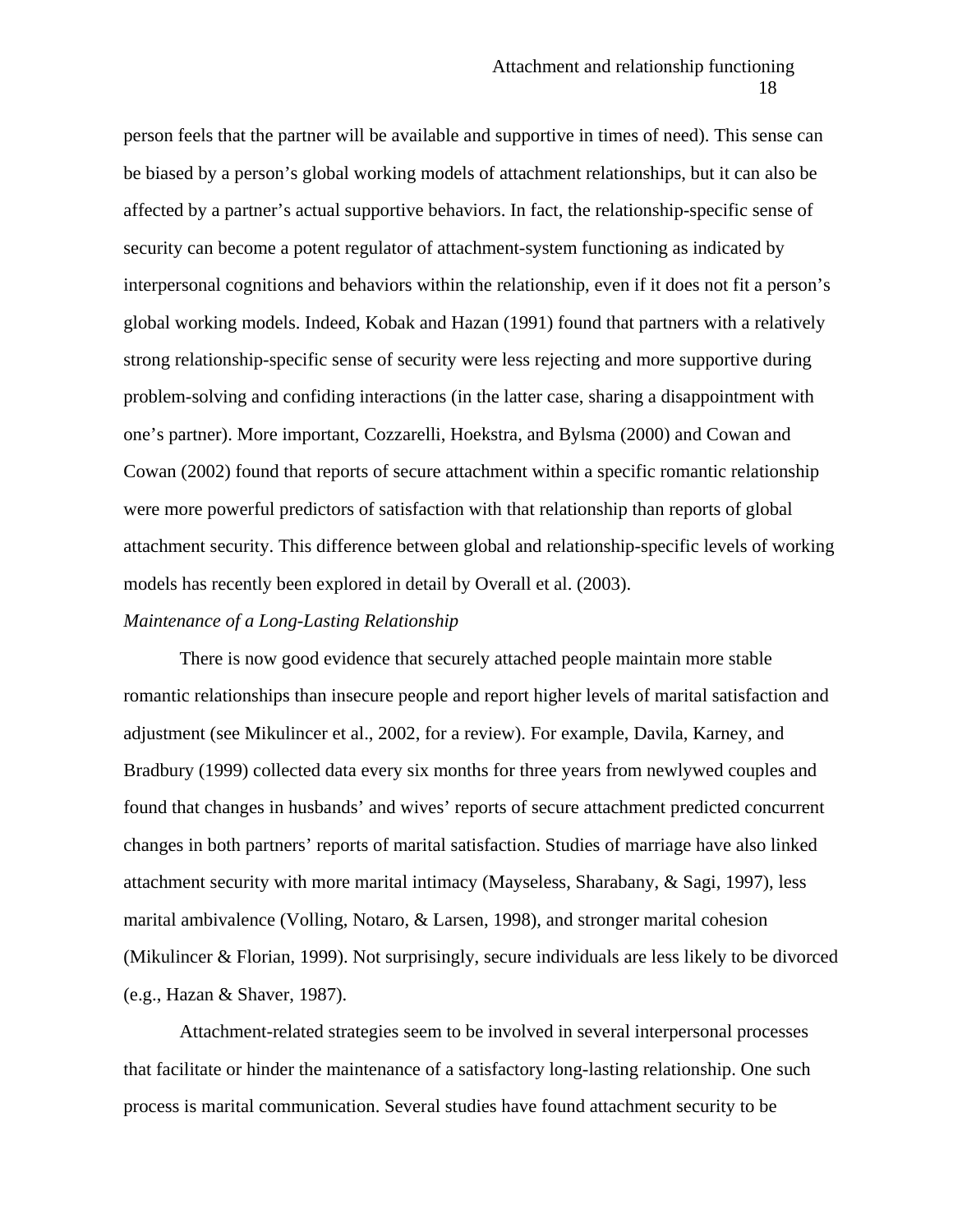person feels that the partner will be available and supportive in times of need). This sense can be biased by a person's global working models of attachment relationships, but it can also be affected by a partner's actual supportive behaviors. In fact, the relationship-specific sense of security can become a potent regulator of attachment-system functioning as indicated by interpersonal cognitions and behaviors within the relationship, even if it does not fit a person's global working models. Indeed, Kobak and Hazan (1991) found that partners with a relatively strong relationship-specific sense of security were less rejecting and more supportive during problem-solving and confiding interactions (in the latter case, sharing a disappointment with one's partner). More important, Cozzarelli, Hoekstra, and Bylsma (2000) and Cowan and Cowan (2002) found that reports of secure attachment within a specific romantic relationship were more powerful predictors of satisfaction with that relationship than reports of global attachment security. This difference between global and relationship-specific levels of working models has recently been explored in detail by Overall et al. (2003).

*Maintenance of a Long-Lasting Relationship*

There is now good evidence that securely attached people maintain more stable romantic relationships than insecure people and report higher levels of marital satisfaction and adjustment (see Mikulincer et al., 2002, for a review). For example, Davila, Karney, and Bradbury (1999) collected data every six months for three years from newlywed couples and found that changes in husbands' and wives' reports of secure attachment predicted concurrent changes in both partners' reports of marital satisfaction. Studies of marriage have also linked attachment security with more marital intimacy (Mayseless, Sharabany, & Sagi, 1997), less marital ambivalence (Volling, Notaro, & Larsen, 1998), and stronger marital cohesion (Mikulincer & Florian, 1999). Not surprisingly, secure individuals are less likely to be divorced (e.g., Hazan & Shaver, 1987).

Attachment-related strategies seem to be involved in several interpersonal processes that facilitate or hinder the maintenance of a satisfactory long-lasting relationship. One such process is marital communication. Several studies have found attachment security to be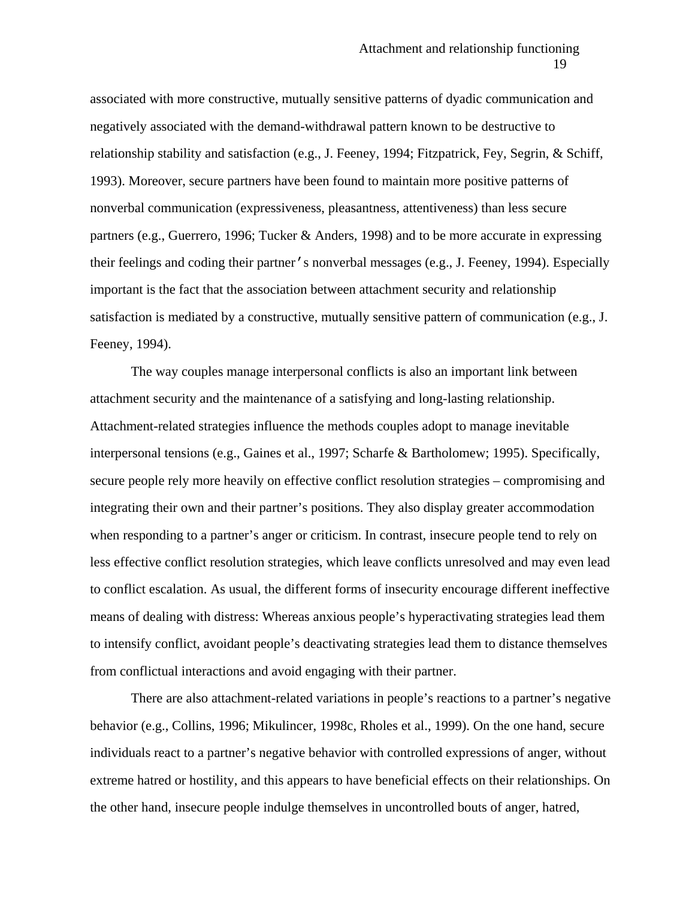associated with more constructive, mutually sensitive patterns of dyadic communication and negatively associated with the demand-withdrawal pattern known to be destructive to relationship stability and satisfaction (e.g., J. Feeney, 1994; Fitzpatrick, Fey, Segrin, & Schiff, 1993). Moreover, secure partners have been found to maintain more positive patterns of nonverbal communication (expressiveness, pleasantness, attentiveness) than less secure partners (e.g., Guerrero, 1996; Tucker & Anders, 1998) and to be more accurate in expressing their feelings and coding their partner's nonverbal messages (e.g., J. Feeney, 1994). Especially important is the fact that the association between attachment security and relationship satisfaction is mediated by a constructive, mutually sensitive pattern of communication (e.g., J. Feeney, 1994).

The way couples manage interpersonal conflicts is also an important link between attachment security and the maintenance of a satisfying and long-lasting relationship. Attachment-related strategies influence the methods couples adopt to manage inevitable interpersonal tensions (e.g., Gaines et al., 1997; Scharfe & Bartholomew; 1995). Specifically, secure people rely more heavily on effective conflict resolution strategies – compromising and integrating their own and their partner's positions. They also display greater accommodation when responding to a partner's anger or criticism. In contrast, insecure people tend to rely on less effective conflict resolution strategies, which leave conflicts unresolved and may even lead to conflict escalation. As usual, the different forms of insecurity encourage different ineffective means of dealing with distress: Whereas anxious people's hyperactivating strategies lead them to intensify conflict, avoidant people's deactivating strategies lead them to distance themselves from conflictual interactions and avoid engaging with their partner.

There are also attachment-related variations in people's reactions to a partner's negative behavior (e.g., Collins, 1996; Mikulincer, 1998c, Rholes et al., 1999). On the one hand, secure individuals react to a partner's negative behavior with controlled expressions of anger, without extreme hatred or hostility, and this appears to have beneficial effects on their relationships. On the other hand, insecure people indulge themselves in uncontrolled bouts of anger, hatred,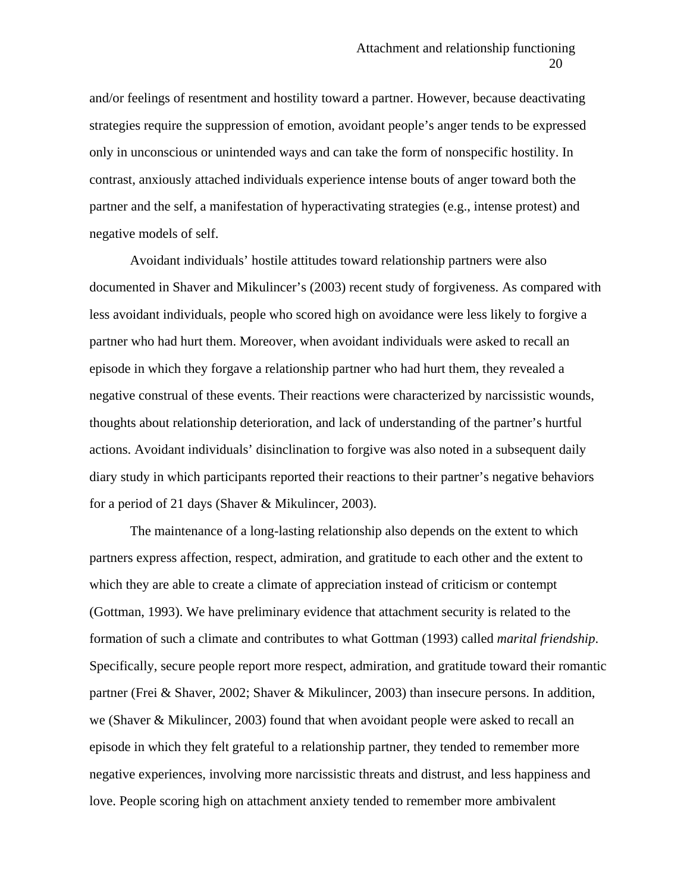and/or feelings of resentment and hostility toward a partner. However, because deactivating strategies require the suppression of emotion, avoidant people's anger tends to be expressed only in unconscious or unintended ways and can take the form of nonspecific hostility. In contrast, anxiously attached individuals experience intense bouts of anger toward both the partner and the self, a manifestation of hyperactivating strategies (e.g., intense protest) and negative models of self.

Avoidant individuals' hostile attitudes toward relationship partners were also documented in Shaver and Mikulincer's (2003) recent study of forgiveness. As compared with less avoidant individuals, people who scored high on avoidance were less likely to forgive a partner who had hurt them. Moreover, when avoidant individuals were asked to recall an episode in which they forgave a relationship partner who had hurt them, they revealed a negative construal of these events. Their reactions were characterized by narcissistic wounds, thoughts about relationship deterioration, and lack of understanding of the partner's hurtful actions. Avoidant individuals' disinclination to forgive was also noted in a subsequent daily diary study in which participants reported their reactions to their partner's negative behaviors for a period of 21 days (Shaver & Mikulincer, 2003).

The maintenance of a long-lasting relationship also depends on the extent to which partners express affection, respect, admiration, and gratitude to each other and the extent to which they are able to create a climate of appreciation instead of criticism or contempt (Gottman, 1993). We have preliminary evidence that attachment security is related to the formation of such a climate and contributes to what Gottman (1993) called *marital friendship*. Specifically, secure people report more respect, admiration, and gratitude toward their romantic partner (Frei & Shaver, 2002; Shaver & Mikulincer, 2003) than insecure persons. In addition, we (Shaver & Mikulincer, 2003) found that when avoidant people were asked to recall an episode in which they felt grateful to a relationship partner, they tended to remember more negative experiences, involving more narcissistic threats and distrust, and less happiness and love. People scoring high on attachment anxiety tended to remember more ambivalent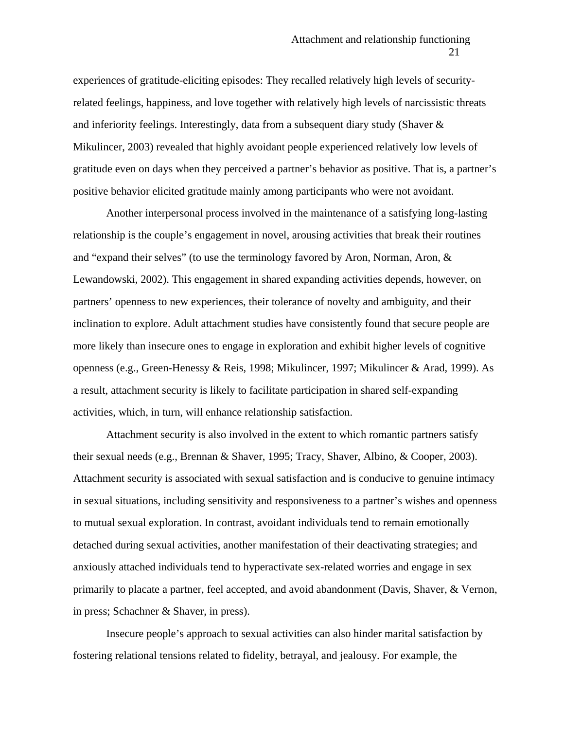experiences of gratitude-eliciting episodes: They recalled relatively high levels of security-related feelings, happiness, and love together with relatively high levels of narcissistic threats and inferiority feelings. Interestingly, data from a subsequent diary study (Shaver & Mikulincer, 2003) revealed that highly avoidant people experienced relatively low levels of gratitude even on days when they perceived a partner's behavior as positive. That is, a partner's positive behavior elicited gratitude mainly among participants who were not avoidant.

Another interpersonal process involved in the maintenance of a satisfying long-lasting relationship is the couple's engagement in novel, arousing activities that break their routines and "expand their selves" (to use the terminology favored by Aron, Norman, Aron, & Lewandowski, 2002). This engagement in shared expanding activities depends, however, on partners' openness to new experiences, their tolerance of novelty and ambiguity, and their inclination to explore. Adult attachment studies have consistently found that secure people are more likely than insecure ones to engage in exploration and exhibit higher levels of cognitive openness (e.g., Green-Henessy & Reis, 1998; Mikulincer, 1997; Mikulincer & Arad, 1999). As a result, attachment security is likely to facilitate participation in shared self-expanding activities, which, in turn, will enhance relationship satisfaction.

Attachment security is also involved in the extent to which romantic partners satisfy their sexual needs (e.g., Brennan & Shaver, 1995; Tracy, Shaver, Albino, & Cooper, 2003). Attachment security is associated with sexual satisfaction and is conducive to genuine intimacy in sexual situations, including sensitivity and responsiveness to a partner's wishes and openness to mutual sexual exploration. In contrast, avoidant individuals tend to remain emotionally detached during sexual activities, another manifestation of their deactivating strategies; and anxiously attached individuals tend to hyperactivate sex-related worries and engage in sex primarily to placate a partner, feel accepted, and avoid abandonment (Davis, Shaver, & Vernon, in press; Schachner & Shaver, in press).

Insecure people's approach to sexual activities can also hinder marital satisfaction by fostering relational tensions related to fidelity, betrayal, and jealousy. For example, the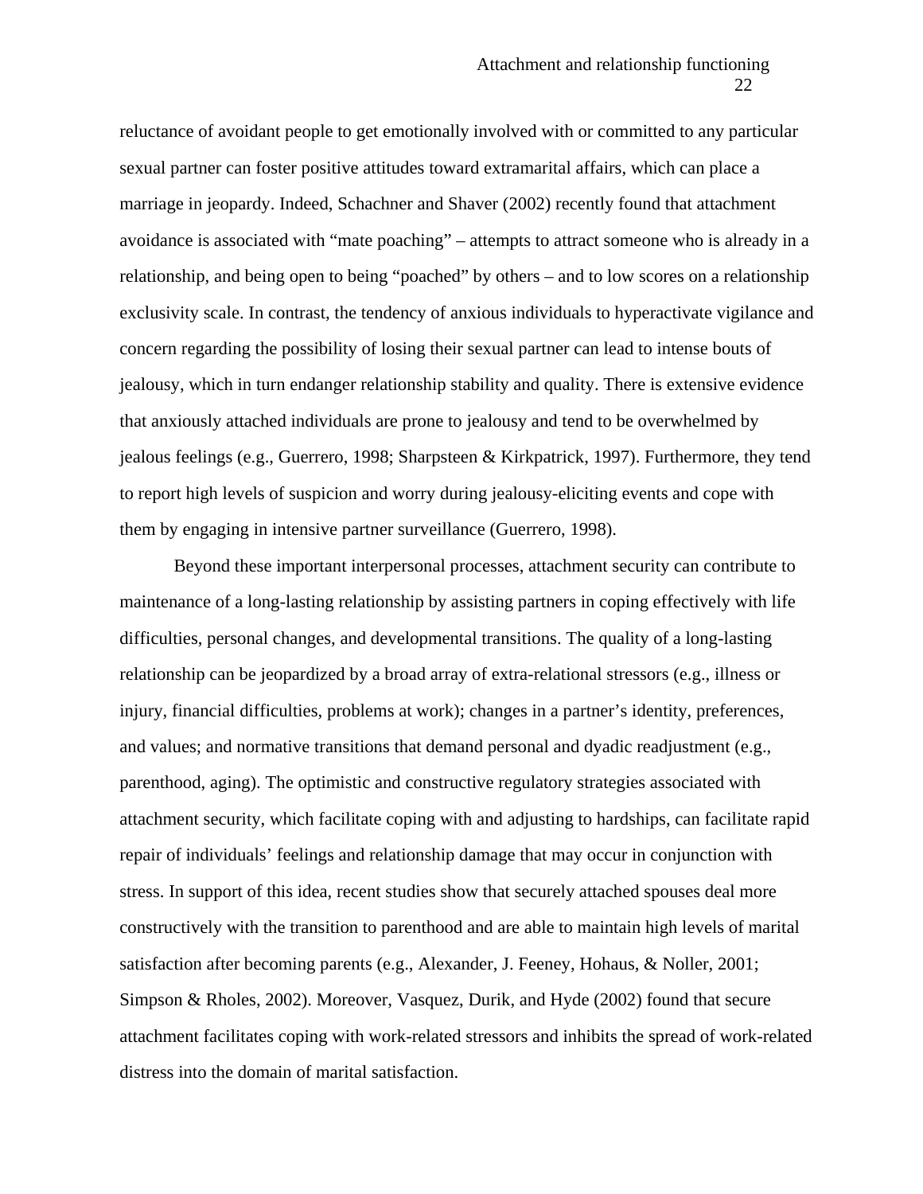reluctance of avoidant people to get emotionally involved with or committed to any particular sexual partner can foster positive attitudes toward extramarital affairs, which can place a marriage in jeopardy. Indeed, Schachner and Shaver (2002) recently found that attachment avoidance is associated with "mate poaching" – attempts to attract someone who is already in a relationship, and being open to being "poached" by others – and to low scores on a relationship exclusivity scale. In contrast, the tendency of anxious individuals to hyperactivate vigilance and concern regarding the possibility of losing their sexual partner can lead to intense bouts of jealousy, which in turn endanger relationship stability and quality. There is extensive evidence that anxiously attached individuals are prone to jealousy and tend to be overwhelmed by jealous feelings (e.g., Guerrero, 1998; Sharpsteen & Kirkpatrick, 1997). Furthermore, they tend to report high levels of suspicion and worry during jealousy-eliciting events and cope with them by engaging in intensive partner surveillance (Guerrero, 1998).

Beyond these important interpersonal processes, attachment security can contribute to maintenance of a long-lasting relationship by assisting partners in coping effectively with life difficulties, personal changes, and developmental transitions. The quality of a long-lasting relationship can be jeopardized by a broad array of extra-relational stressors (e.g., illness or injury, financial difficulties, problems at work); changes in a partner's identity, preferences, and values; and normative transitions that demand personal and dyadic readjustment (e.g., parenthood, aging). The optimistic and constructive regulatory strategies associated with attachment security, which facilitate coping with and adjusting to hardships, can facilitate rapid repair of individuals' feelings and relationship damage that may occur in conjunction with stress. In support of this idea, recent studies show that securely attached spouses deal more constructively with the transition to parenthood and are able to maintain high levels of marital satisfaction after becoming parents (e.g., Alexander, J. Feeney, Hohaus, & Noller, 2001; Simpson & Rholes, 2002). Moreover, Vasquez, Durik, and Hyde (2002) found that secure attachment facilitates coping with work-related stressors and inhibits the spread of work-related distress into the domain of marital satisfaction.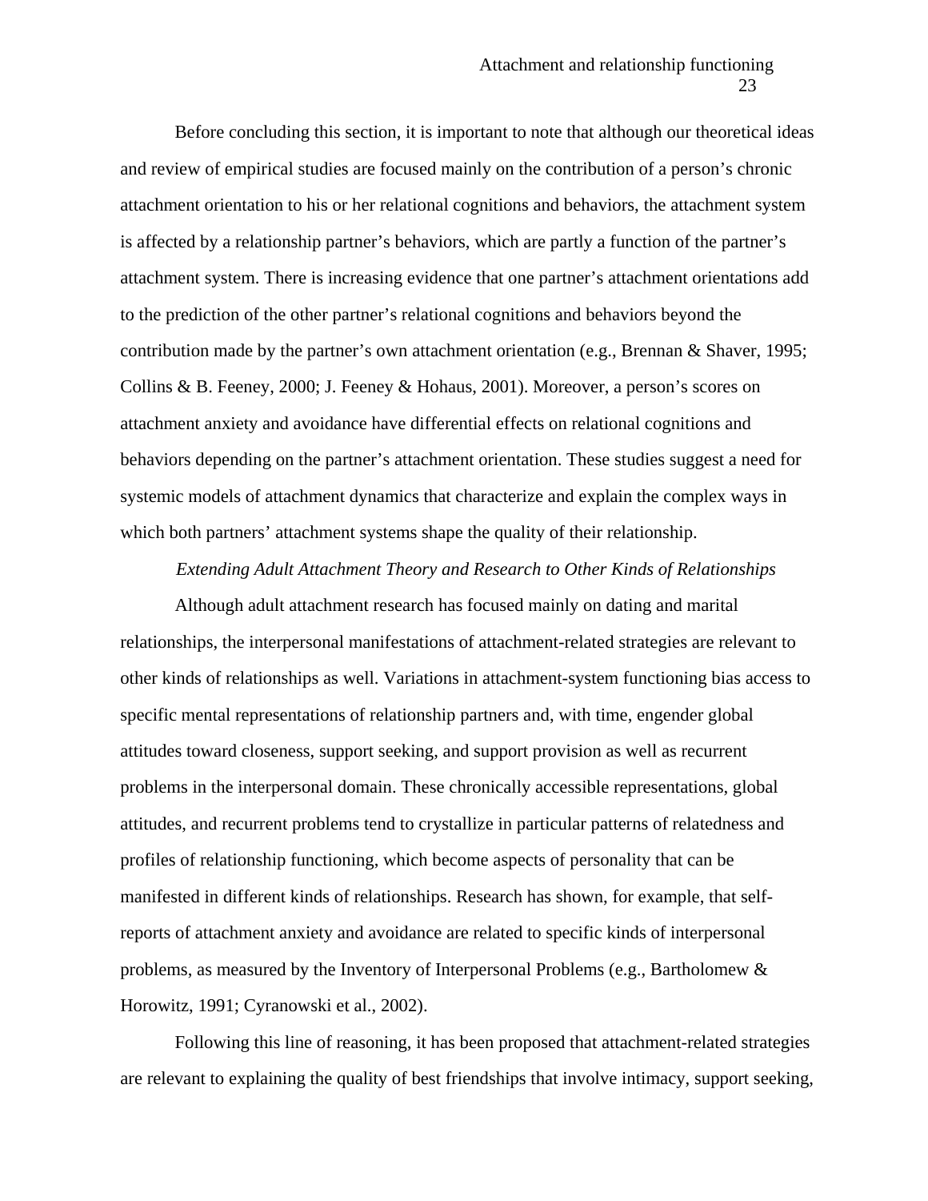Before concluding this section, it is important to note that although our theoretical ideas and review of empirical studies are focused mainly on the contribution of a person's chronic attachment orientation to his or her relational cognitions and behaviors, the attachment system is affected by a relationship partner's behaviors, which are partly a function of the partner's attachment system. There is increasing evidence that one partner's attachment orientations add to the prediction of the other partner's relational cognitions and behaviors beyond the contribution made by the partner's own attachment orientation (e.g., Brennan & Shaver, 1995; Collins & B. Feeney, 2000; J. Feeney & Hohaus, 2001). Moreover, a person's scores on attachment anxiety and avoidance have differential effects on relational cognitions and behaviors depending on the partner's attachment orientation. These studies suggest a need for systemic models of attachment dynamics that characterize and explain the complex ways in which both partners' attachment systems shape the quality of their relationship.

### *Extending Adult Attachment Theory and Research to Other Kinds of Relationships*

Although adult attachment research has focused mainly on dating and marital relationships, the interpersonal manifestations of attachment-related strategies are relevant to other kinds of relationships as well. Variations in attachment-system functioning bias access to specific mental representations of relationship partners and, with time, engender global attitudes toward closeness, support seeking, and support provision as well as recurrent problems in the interpersonal domain. These chronically accessible representations, global attitudes, and recurrent problems tend to crystallize in particular patterns of relatedness and profiles of relationship functioning, which become aspects of personality that can be manifested in different kinds of relationships. Research has shown, for example, that self-reports of attachment anxiety and avoidance are related to specific kinds of interpersonal problems, as measured by the Inventory of Interpersonal Problems (e.g., Bartholomew & Horowitz, 1991; Cyranowski et al., 2002).

Following this line of reasoning, it has been proposed that attachment-related strategies are relevant to explaining the quality of best friendships that involve intimacy, support seeking,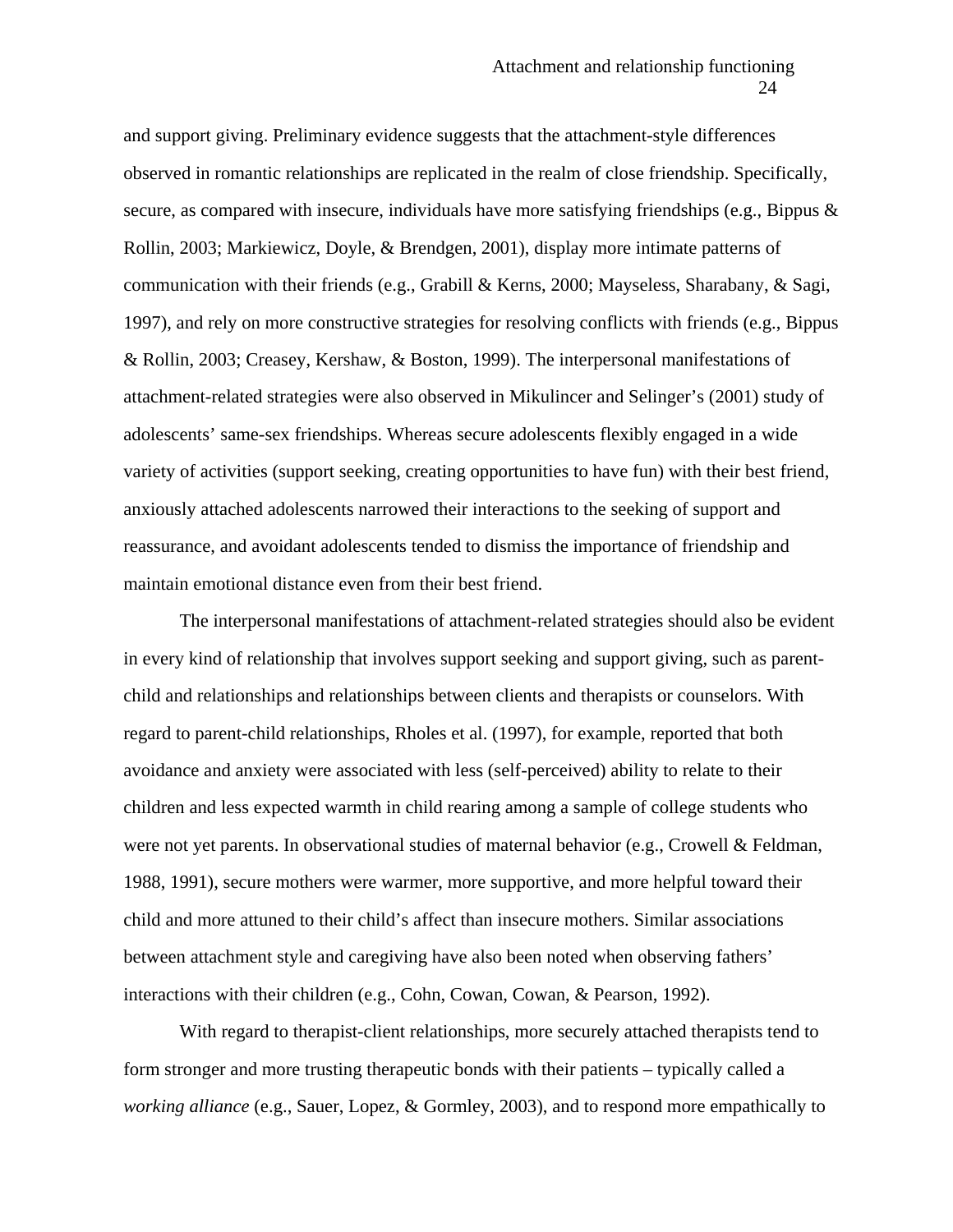and support giving. Preliminary evidence suggests that the attachment-style differences observed in romantic relationships are replicated in the realm of close friendship. Specifically, secure, as compared with insecure, individuals have more satisfying friendships (e.g., Bippus & Rollin, 2003; Markiewicz, Doyle, & Brendgen, 2001), display more intimate patterns of communication with their friends (e.g., Grabill & Kerns, 2000; Mayseless, Sharabany, & Sagi, 1997), and rely on more constructive strategies for resolving conflicts with friends (e.g., Bippus & Rollin, 2003; Creasey, Kershaw, & Boston, 1999). The interpersonal manifestations of attachment-related strategies were also observed in Mikulincer and Selinger's (2001) study of adolescents' same-sex friendships. Whereas secure adolescents flexibly engaged in a wide variety of activities (support seeking, creating opportunities to have fun) with their best friend, anxiously attached adolescents narrowed their interactions to the seeking of support and reassurance, and avoidant adolescents tended to dismiss the importance of friendship and maintain emotional distance even from their best friend.

The interpersonal manifestations of attachment-related strategies should also be evident in every kind of relationship that involves support seeking and support giving, such as parent-child and relationships and relationships between clients and therapists or counselors. With regard to parent-child relationships, Rholes et al. (1997), for example, reported that both avoidance and anxiety were associated with less (self-perceived) ability to relate to their children and less expected warmth in child rearing among a sample of college students who were not yet parents. In observational studies of maternal behavior (e.g., Crowell & Feldman, 1988, 1991), secure mothers were warmer, more supportive, and more helpful toward their child and more attuned to their child's affect than insecure mothers. Similar associations between attachment style and caregiving have also been noted when observing fathers' interactions with their children (e.g., Cohn, Cowan, Cowan, & Pearson, 1992).

With regard to therapist-client relationships, more securely attached therapists tend to form stronger and more trusting therapeutic bonds with their patients – typically called a *working alliance* (e.g., Sauer, Lopez, & Gormley, 2003), and to respond more empathically to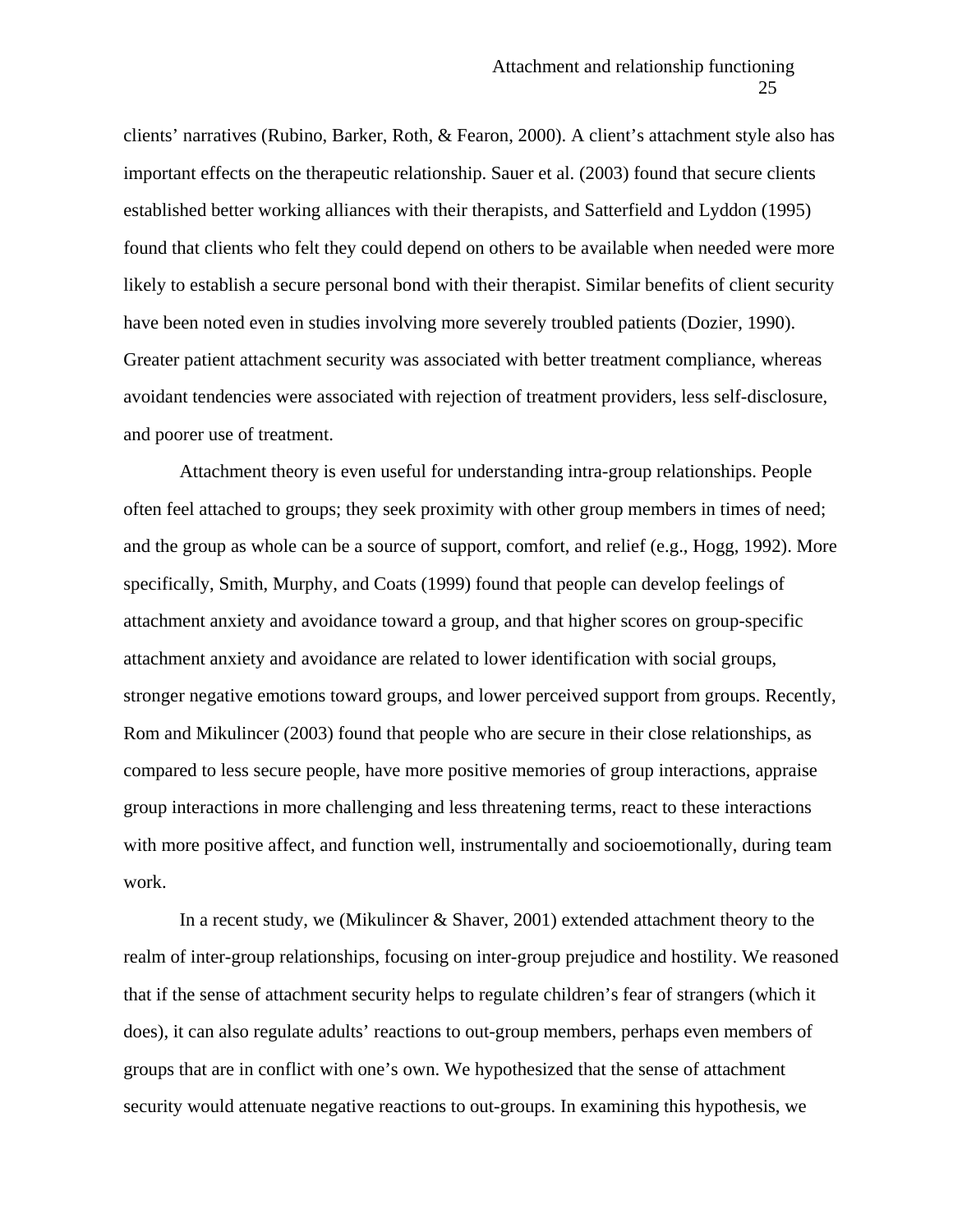clients' narratives (Rubino, Barker, Roth, & Fearon, 2000). A client's attachment style also has important effects on the therapeutic relationship. Sauer et al. (2003) found that secure clients established better working alliances with their therapists, and Satterfield and Lyddon (1995) found that clients who felt they could depend on others to be available when needed were more likely to establish a secure personal bond with their therapist. Similar benefits of client security have been noted even in studies involving more severely troubled patients (Dozier, 1990). Greater patient attachment security was associated with better treatment compliance, whereas avoidant tendencies were associated with rejection of treatment providers, less self-disclosure, and poorer use of treatment.

Attachment theory is even useful for understanding intra-group relationships. People often feel attached to groups; they seek proximity with other group members in times of need; and the group as whole can be a source of support, comfort, and relief (e.g., Hogg, 1992). More specifically, Smith, Murphy, and Coats (1999) found that people can develop feelings of attachment anxiety and avoidance toward a group, and that higher scores on group-specific attachment anxiety and avoidance are related to lower identification with social groups, stronger negative emotions toward groups, and lower perceived support from groups. Recently, Rom and Mikulincer (2003) found that people who are secure in their close relationships, as compared to less secure people, have more positive memories of group interactions, appraise group interactions in more challenging and less threatening terms, react to these interactions with more positive affect, and function well, instrumentally and socioemotionally, during team work.

In a recent study, we (Mikulincer & Shaver, 2001) extended attachment theory to the realm of inter-group relationships, focusing on inter-group prejudice and hostility. We reasoned that if the sense of attachment security helps to regulate children's fear of strangers (which it does), it can also regulate adults' reactions to out-group members, perhaps even members of groups that are in conflict with one's own. We hypothesized that the sense of attachment security would attenuate negative reactions to out-groups. In examining this hypothesis, we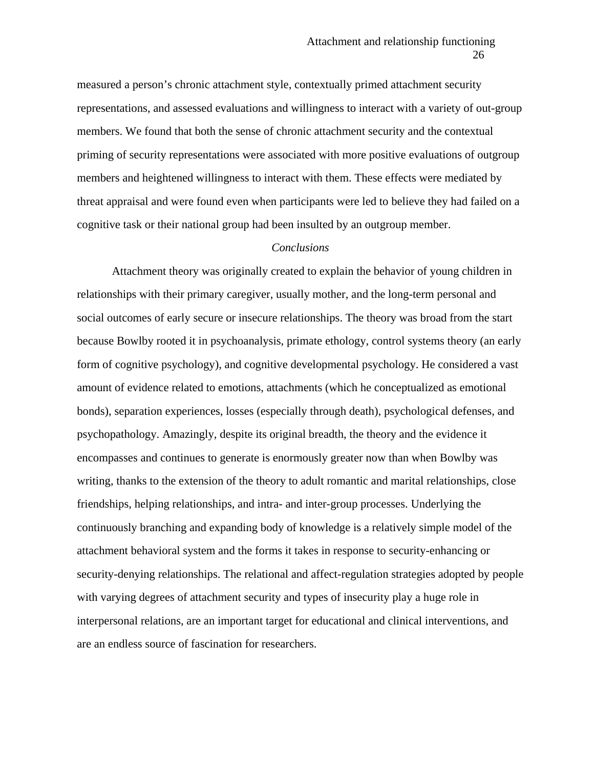measured a person's chronic attachment style, contextually primed attachment security representations, and assessed evaluations and willingness to interact with a variety of out-group members. We found that both the sense of chronic attachment security and the contextual priming of security representations were associated with more positive evaluations of outgroup members and heightened willingness to interact with them. These effects were mediated by threat appraisal and were found even when participants were led to believe they had failed on a cognitive task or their national group had been insulted by an outgroup member.

*Conclusions*

Attachment theory was originally created to explain the behavior of young children in relationships with their primary caregiver, usually mother, and the long-term personal and social outcomes of early secure or insecure relationships. The theory was broad from the start because Bowlby rooted it in psychoanalysis, primate ethology, control systems theory (an early form of cognitive psychology), and cognitive developmental psychology. He considered a vast amount of evidence related to emotions, attachments (which he conceptualized as emotional bonds), separation experiences, losses (especially through death), psychological defenses, and psychopathology. Amazingly, despite its original breadth, the theory and the evidence it encompasses and continues to generate is enormously greater now than when Bowlby was writing, thanks to the extension of the theory to adult romantic and marital relationships, close friendships, helping relationships, and intra- and inter-group processes. Underlying the continuously branching and expanding body of knowledge is a relatively simple model of the attachment behavioral system and the forms it takes in response to security-enhancing or security-denying relationships. The relational and affect-regulation strategies adopted by people with varying degrees of attachment security and types of insecurity play a huge role in interpersonal relations, are an important target for educational and clinical interventions, and are an endless source of fascination for researchers.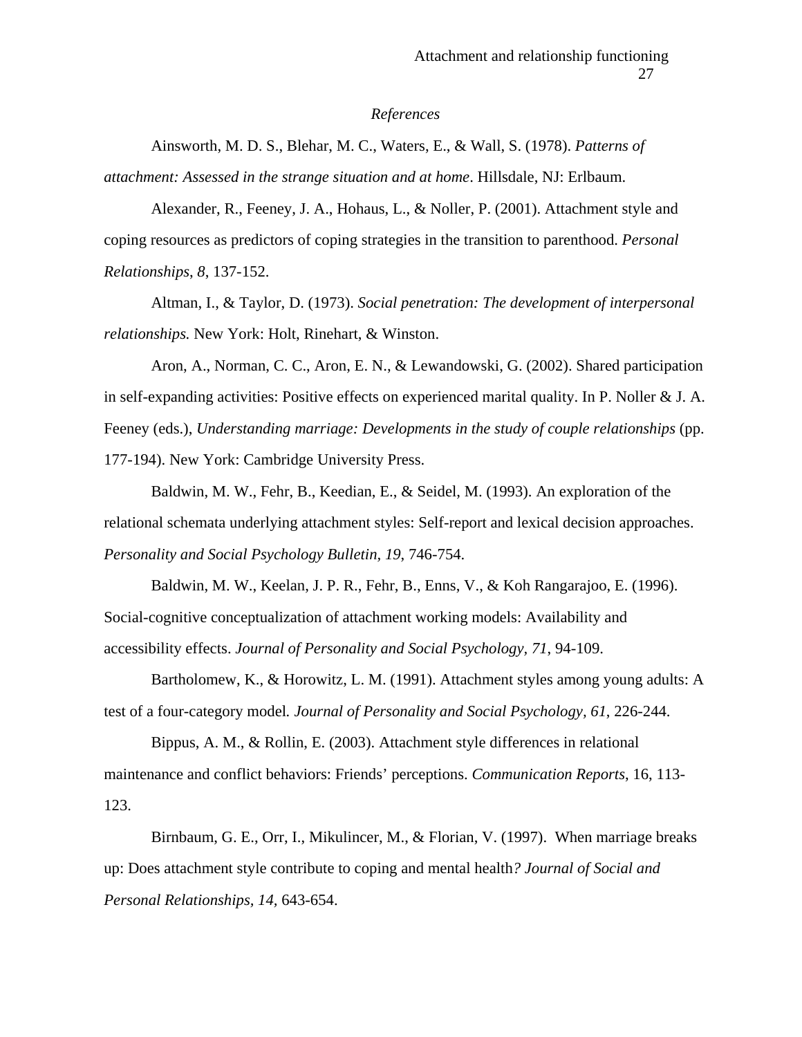*References*

Ainsworth, M. D. S., Blehar, M. C., Waters, E., & Wall, S. (1978). *Patterns of attachment: Assessed in the strange situation and at home*. Hillsdale, NJ: Erlbaum.

Alexander, R., Feeney, J. A., Hohaus, L., & Noller, P. (2001). Attachment style and coping resources as predictors of coping strategies in the transition to parenthood. *Personal Relationships*, *8*, 137-152.

Altman, I., & Taylor, D. (1973). *Social penetration: The development of interpersonal relationships.* New York: Holt, Rinehart, & Winston.

Aron, A., Norman, C. C., Aron, E. N., & Lewandowski, G. (2002). Shared participation in self-expanding activities: Positive effects on experienced marital quality. In P. Noller & J. A. Feeney (eds.), *Understanding marriage: Developments in the study of couple relationships* (pp. 177-194). New York: Cambridge University Press.

Baldwin, M. W., Fehr, B., Keedian, E., & Seidel, M. (1993). An exploration of the relational schemata underlying attachment styles: Self-report and lexical decision approaches. *Personality and Social Psychology Bulletin, 19*, 746-754.

Baldwin, M. W., Keelan, J. P. R., Fehr, B., Enns, V., & Koh Rangarajoo, E. (1996). Social-cognitive conceptualization of attachment working models: Availability and accessibility effects. *Journal of Personality and Social Psychology, 71*, 94-109.

Bartholomew, K., & Horowitz, L. M. (1991). Attachment styles among young adults: A test of a four-category model*. Journal of Personality and Social Psychology, 61*, 226-244.

Bippus, A. M., & Rollin, E. (2003). Attachment style differences in relational maintenance and conflict behaviors: Friends' perceptions. *Communication Reports*, 16, 113-123.

Birnbaum, G. E., Orr, I., Mikulincer, M., & Florian, V. (1997). When marriage breaks up: Does attachment style contribute to coping and mental health*? Journal of Social and Personal Relationships, 14*, 643-654.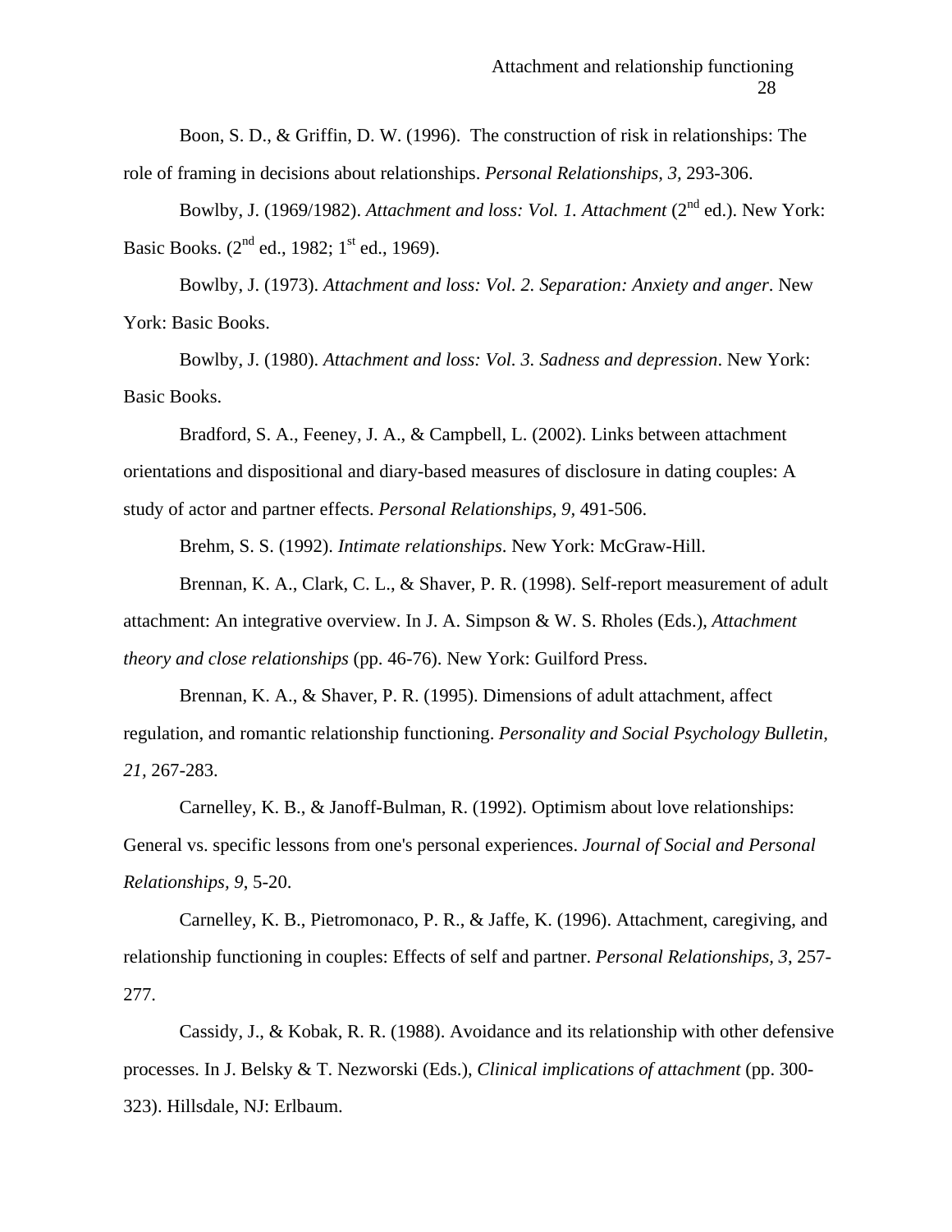Boon, S. D., & Griffin, D. W. (1996). The construction of risk in relationships: The role of framing in decisions about relationships. *Personal Relationships, 3*, 293-306.

Bowlby, J. (1969/1982). *Attachment and loss: Vol. 1. Attachment* (2nd ed.). New York: Basic Books. (2nd ed., 1982; 1st ed., 1969).

Bowlby, J. (1973). *Attachment and loss: Vol. 2. Separation: Anxiety and anger*. New York: Basic Books.

Bowlby, J. (1980). *Attachment and loss: Vol. 3. Sadness and depression*. New York: Basic Books.

Bradford, S. A., Feeney, J. A., & Campbell, L. (2002). Links between attachment orientations and dispositional and diary-based measures of disclosure in dating couples: A study of actor and partner effects. *Personal Relationships, 9*, 491-506.

Brehm, S. S. (1992). *Intimate relationships*. New York: McGraw-Hill.

Brennan, K. A., Clark, C. L., & Shaver, P. R. (1998). Self-report measurement of adult attachment: An integrative overview. In J. A. Simpson & W. S. Rholes (Eds.), *Attachment theory and close relationships* (pp. 46-76). New York: Guilford Press.

Brennan, K. A., & Shaver, P. R. (1995). Dimensions of adult attachment, affect regulation, and romantic relationship functioning. *Personality and Social Psychology Bulletin, 21*, 267-283.

Carnelley, K. B., & Janoff-Bulman, R. (1992). Optimism about love relationships: General vs. specific lessons from one's personal experiences. *Journal of Social and Personal Relationships, 9*, 5-20.

Carnelley, K. B., Pietromonaco, P. R., & Jaffe, K. (1996). Attachment, caregiving, and relationship functioning in couples: Effects of self and partner. *Personal Relationships, 3*, 257-277.

Cassidy, J., & Kobak, R. R. (1988). Avoidance and its relationship with other defensive processes. In J. Belsky & T. Nezworski (Eds.), *Clinical implications of attachment* (pp. 300-323). Hillsdale, NJ: Erlbaum.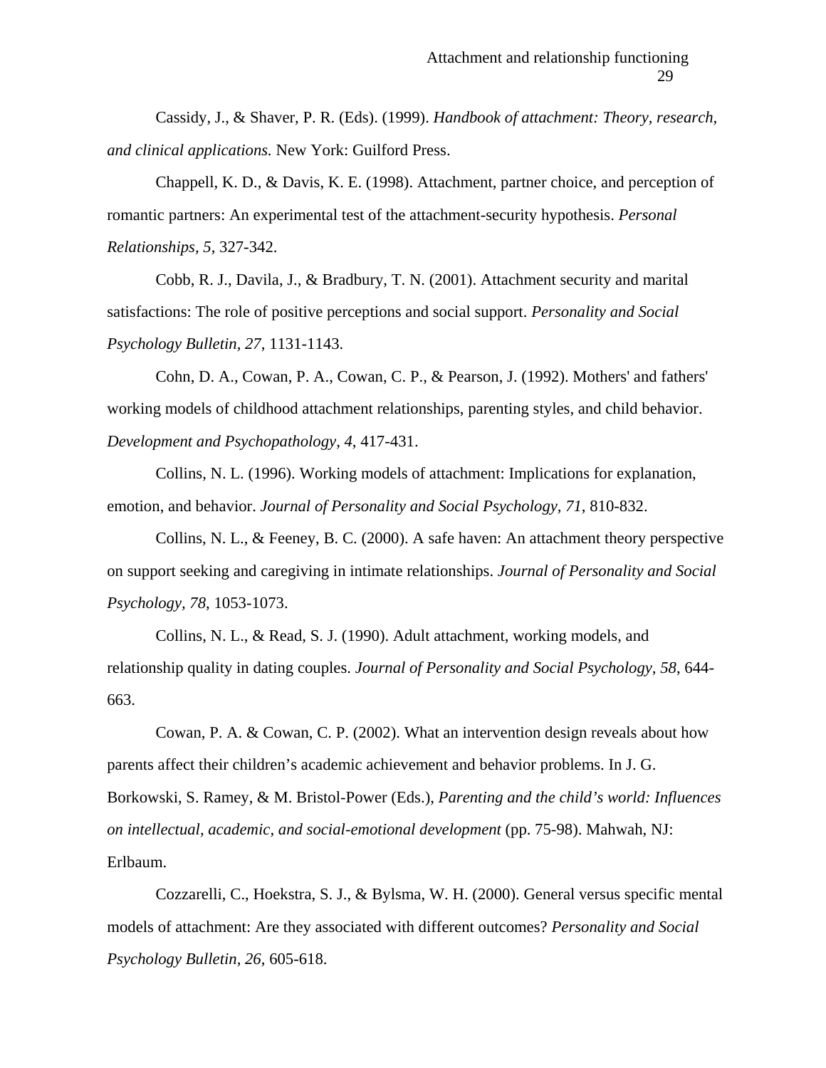Cassidy, J., & Shaver, P. R. (Eds). (1999). *Handbook of attachment: Theory, research, and clinical applications.* New York: Guilford Press.

Chappell, K. D., & Davis, K. E. (1998). Attachment, partner choice, and perception of romantic partners: An experimental test of the attachment-security hypothesis. *Personal Relationships, 5*, 327-342.

Cobb, R. J., Davila, J., & Bradbury, T. N. (2001). Attachment security and marital satisfactions: The role of positive perceptions and social support. *Personality and Social Psychology Bulletin, 27*, 1131-1143.

Cohn, D. A., Cowan, P. A., Cowan, C. P., & Pearson, J. (1992). Mothers' and fathers' working models of childhood attachment relationships, parenting styles, and child behavior. *Development and Psychopathology, 4*, 417-431.

Collins, N. L. (1996). Working models of attachment: Implications for explanation, emotion, and behavior. *Journal of Personality and Social Psychology, 71*, 810-832.

Collins, N. L., & Feeney, B. C. (2000). A safe haven: An attachment theory perspective on support seeking and caregiving in intimate relationships. *Journal of Personality and Social Psychology, 78*, 1053-1073.

Collins, N. L., & Read, S. J. (1990). Adult attachment, working models, and relationship quality in dating couples. *Journal of Personality and Social Psychology, 58*, 644-663.

Cowan, P. A. & Cowan, C. P. (2002). What an intervention design reveals about how parents affect their children's academic achievement and behavior problems. In J. G. Borkowski, S. Ramey, & M. Bristol-Power (Eds.), *Parenting and the child's world: Influences on intellectual, academic, and social-emotional development* (pp. 75-98). Mahwah, NJ: Erlbaum.

Cozzarelli, C., Hoekstra, S. J., & Bylsma, W. H. (2000). General versus specific mental models of attachment: Are they associated with different outcomes? *Personality and Social Psychology Bulletin, 26*, 605-618.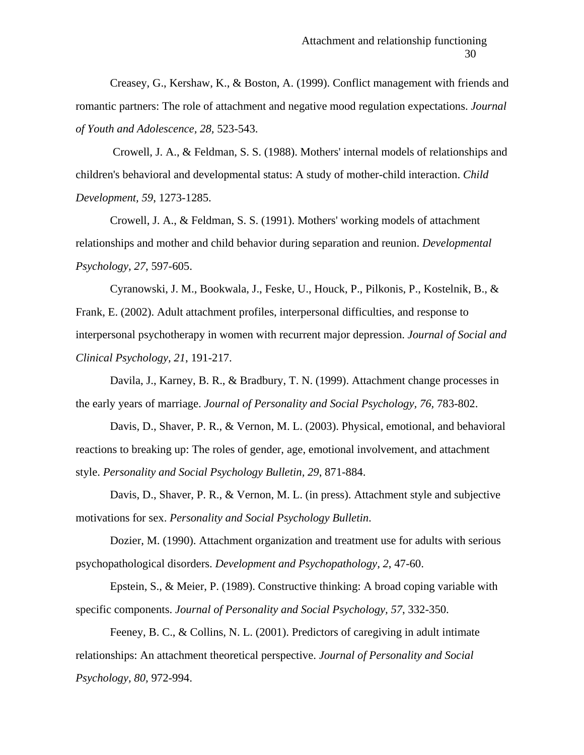Creasey, G., Kershaw, K., & Boston, A. (1999). Conflict management with friends and romantic partners: The role of attachment and negative mood regulation expectations. *Journal of Youth and Adolescence, 28*, 523-543.

Crowell, J. A., & Feldman, S. S. (1988). Mothers' internal models of relationships and children's behavioral and developmental status: A study of mother-child interaction. *Child Development, 59*, 1273-1285.

Crowell, J. A., & Feldman, S. S. (1991). Mothers' working models of attachment relationships and mother and child behavior during separation and reunion. *Developmental Psychology, 27*, 597-605.

Cyranowski, J. M., Bookwala, J., Feske, U., Houck, P., Pilkonis, P., Kostelnik, B., & Frank, E. (2002). Adult attachment profiles, interpersonal difficulties, and response to interpersonal psychotherapy in women with recurrent major depression. *Journal of Social and Clinical Psychology*, *21*, 191-217.

Davila, J., Karney, B. R., & Bradbury, T. N. (1999). Attachment change processes in the early years of marriage. *Journal of Personality and Social Psychology, 76*, 783-802.

Davis, D., Shaver, P. R., & Vernon, M. L. (2003). Physical, emotional, and behavioral reactions to breaking up: The roles of gender, age, emotional involvement, and attachment style. *Personality and Social Psychology Bulletin, 29*, 871-884.

Davis, D., Shaver, P. R., & Vernon, M. L. (in press). Attachment style and subjective motivations for sex. *Personality and Social Psychology Bulletin*.

Dozier, M. (1990). Attachment organization and treatment use for adults with serious psychopathological disorders. *Development and Psychopathology, 2*, 47-60.

Epstein, S., & Meier, P. (1989). Constructive thinking: A broad coping variable with specific components. *Journal of Personality and Social Psychology, 57*, 332-350.

Feeney, B. C., & Collins, N. L. (2001). Predictors of caregiving in adult intimate relationships: An attachment theoretical perspective. *Journal of Personality and Social Psychology*, *80,* 972-994.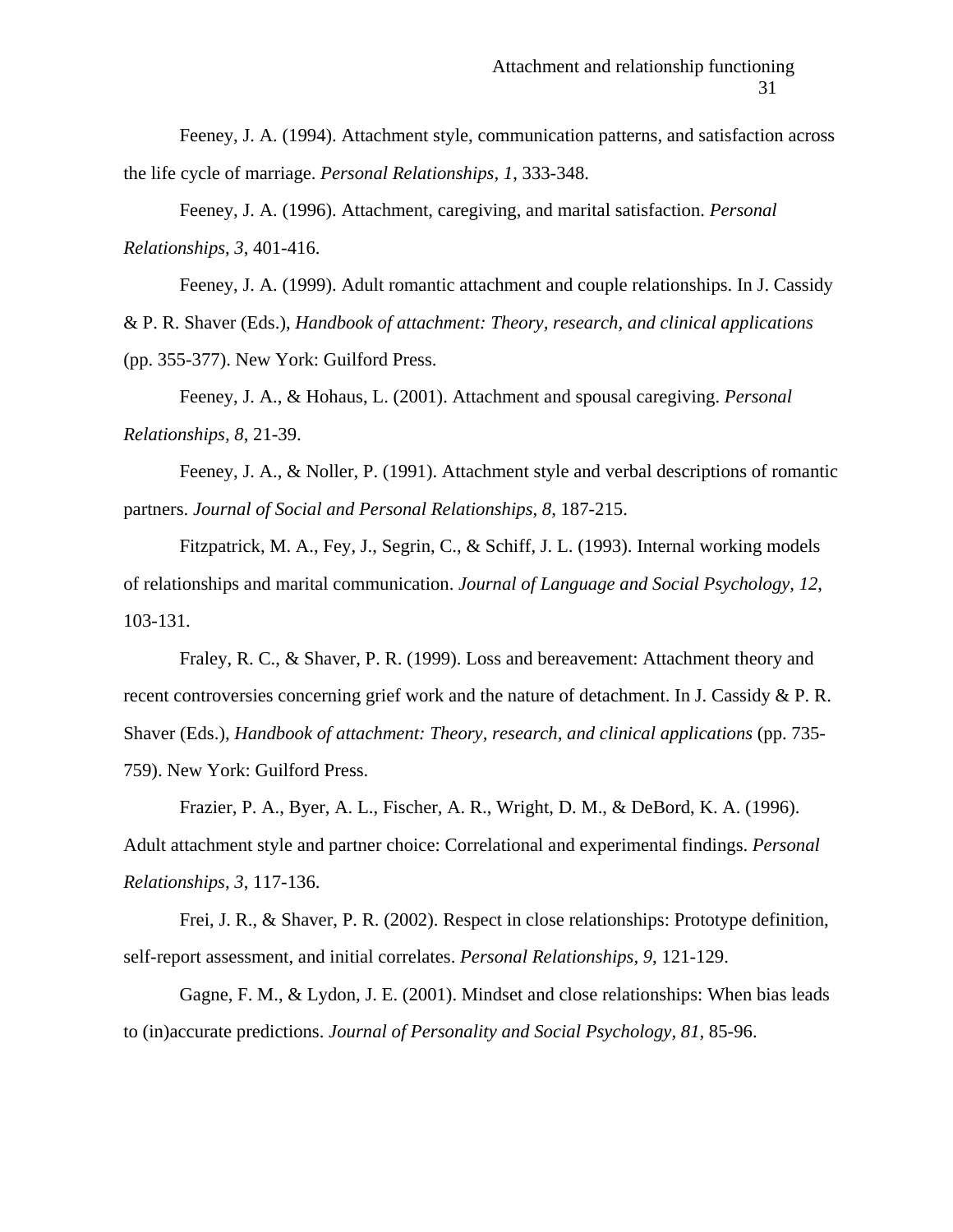Feeney, J. A. (1994). Attachment style, communication patterns, and satisfaction across the life cycle of marriage. *Personal Relationships, 1*, 333-348.

Feeney, J. A. (1996). Attachment, caregiving, and marital satisfaction. *Personal Relationships, 3*, 401-416.

Feeney, J. A. (1999). Adult romantic attachment and couple relationships. In J. Cassidy & P. R. Shaver (Eds.), *Handbook of attachment: Theory, research, and clinical applications* (pp. 355-377). New York: Guilford Press.

Feeney, J. A., & Hohaus, L. (2001). Attachment and spousal caregiving. *Personal Relationships, 8*, 21-39.

Feeney, J. A., & Noller, P. (1991). Attachment style and verbal descriptions of romantic partners. *Journal of Social and Personal Relationships, 8*, 187-215.

Fitzpatrick, M. A., Fey, J., Segrin, C., & Schiff, J. L. (1993). Internal working models of relationships and marital communication. *Journal of Language and Social Psychology, 12*, 103-131.

Fraley, R. C., & Shaver, P. R. (1999). Loss and bereavement: Attachment theory and recent controversies concerning grief work and the nature of detachment. In J. Cassidy & P. R. Shaver (Eds.), *Handbook of attachment: Theory, research, and clinical applications* (pp. 735-759). New York: Guilford Press.

Frazier, P. A., Byer, A. L., Fischer, A. R., Wright, D. M., & DeBord, K. A. (1996). Adult attachment style and partner choice: Correlational and experimental findings. *Personal Relationships, 3*, 117-136.

Frei, J. R., & Shaver, P. R. (2002). Respect in close relationships: Prototype definition, self-report assessment, and initial correlates. *Personal Relationships, 9*, 121-129.

Gagne, F. M., & Lydon, J. E. (2001). Mindset and close relationships: When bias leads to (in)accurate predictions. *Journal of Personality and Social Psychology, 81*, 85-96.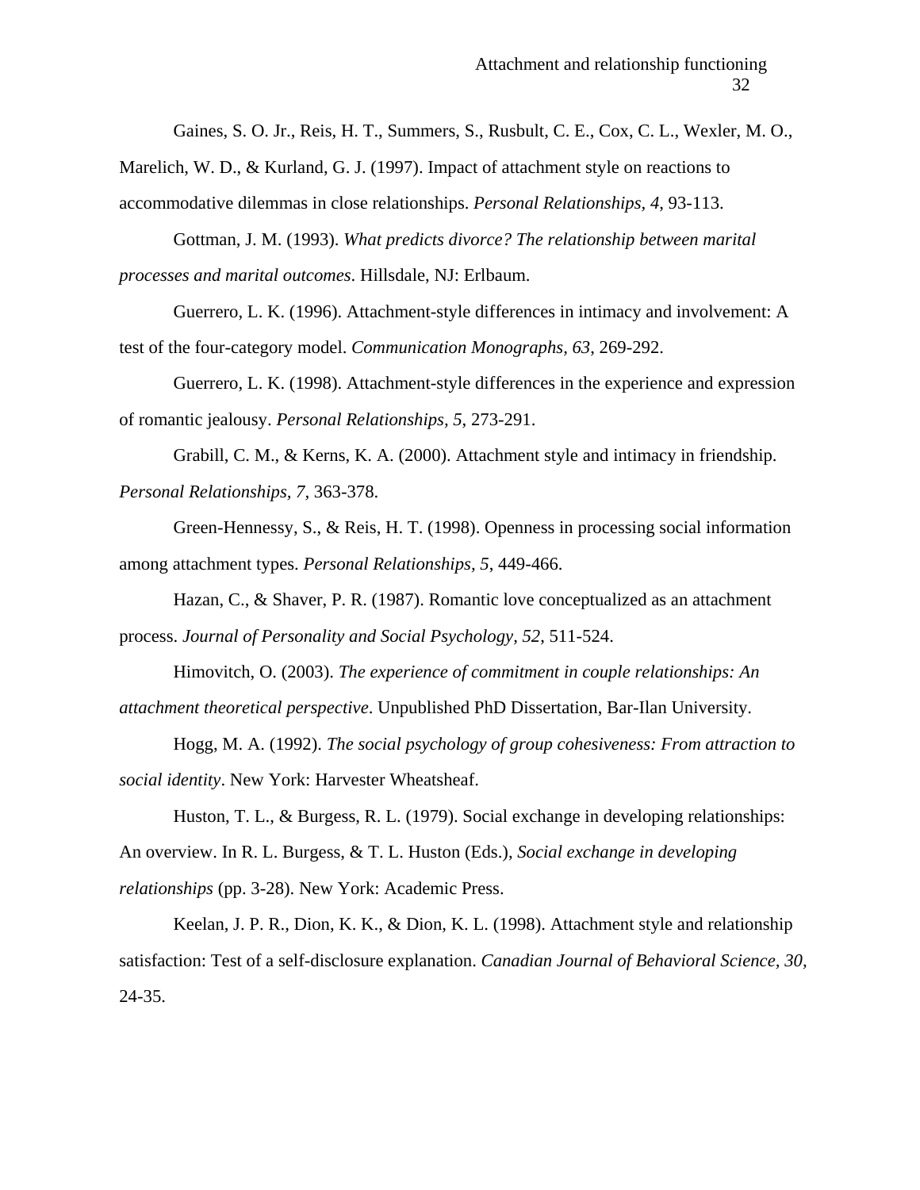Gaines, S. O. Jr., Reis, H. T., Summers, S., Rusbult, C. E., Cox, C. L., Wexler, M. O., Marelich, W. D., & Kurland, G. J. (1997). Impact of attachment style on reactions to accommodative dilemmas in close relationships. *Personal Relationships, 4*, 93-113.

Gottman, J. M. (1993). *What predicts divorce? The relationship between marital processes and marital outcomes*. Hillsdale, NJ: Erlbaum.

Guerrero, L. K. (1996). Attachment-style differences in intimacy and involvement: A test of the four-category model. *Communication Monographs, 63*, 269-292.

Guerrero, L. K. (1998). Attachment-style differences in the experience and expression of romantic jealousy. *Personal Relationships, 5*, 273-291.

Grabill, C. M., & Kerns, K. A. (2000). Attachment style and intimacy in friendship. *Personal Relationships, 7*, 363-378.

Green-Hennessy, S., & Reis, H. T. (1998). Openness in processing social information among attachment types. *Personal Relationships, 5*, 449-466.

Hazan, C., & Shaver, P. R. (1987). Romantic love conceptualized as an attachment process. *Journal of Personality and Social Psychology, 52*, 511-524.

Himovitch, O. (2003). *The experience of commitment in couple relationships: An attachment theoretical perspective*. Unpublished PhD Dissertation, Bar-Ilan University.

Hogg, M. A. (1992). *The social psychology of group cohesiveness: From attraction to social identity*. New York: Harvester Wheatsheaf.

Huston, T. L., & Burgess, R. L. (1979). Social exchange in developing relationships: An overview. In R. L. Burgess, & T. L. Huston (Eds.), *Social exchange in developing relationships* (pp. 3-28). New York: Academic Press.

Keelan, J. P. R., Dion, K. K., & Dion, K. L. (1998). Attachment style and relationship satisfaction: Test of a self-disclosure explanation. *Canadian Journal of Behavioral Science, 30*, 24-35.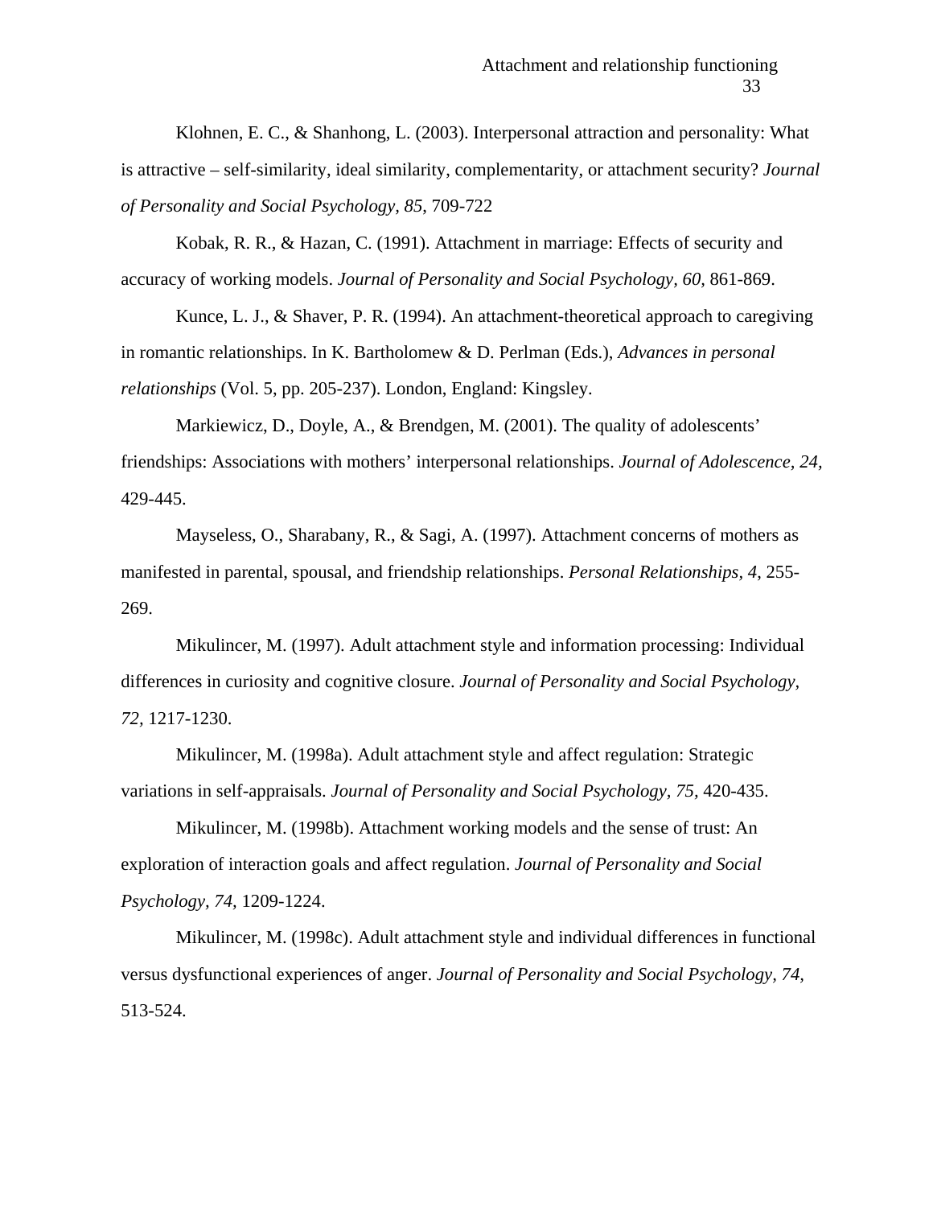Klohnen, E. C., & Shanhong, L. (2003). Interpersonal attraction and personality: What is attractive – self-similarity, ideal similarity, complementarity, or attachment security? *Journal of Personality and Social Psychology, 85,* 709-722

Kobak, R. R., & Hazan, C. (1991). Attachment in marriage: Effects of security and accuracy of working models. *Journal of Personality and Social Psychology, 60,* 861-869.

Kunce, L. J., & Shaver, P. R. (1994). An attachment-theoretical approach to caregiving in romantic relationships. In K. Bartholomew & D. Perlman (Eds.), *Advances in personal relationships* (Vol. 5, pp. 205-237). London, England: Kingsley.

Markiewicz, D., Doyle, A., & Brendgen, M. (2001). The quality of adolescents' friendships: Associations with mothers' interpersonal relationships. *Journal of Adolescence, 24,* 429-445.

Mayseless, O., Sharabany, R., & Sagi, A. (1997). Attachment concerns of mothers as manifested in parental, spousal, and friendship relationships. *Personal Relationships, 4*, 255-269.

Mikulincer, M. (1997). Adult attachment style and information processing: Individual differences in curiosity and cognitive closure. *Journal of Personality and Social Psychology, 72,* 1217-1230.

Mikulincer, M. (1998a). Adult attachment style and affect regulation: Strategic variations in self-appraisals. *Journal of Personality and Social Psychology, 75,* 420-435.

Mikulincer, M. (1998b). Attachment working models and the sense of trust: An exploration of interaction goals and affect regulation. *Journal of Personality and Social Psychology, 74,* 1209-1224.

Mikulincer, M. (1998c). Adult attachment style and individual differences in functional versus dysfunctional experiences of anger. *Journal of Personality and Social Psychology, 74,* 513-524.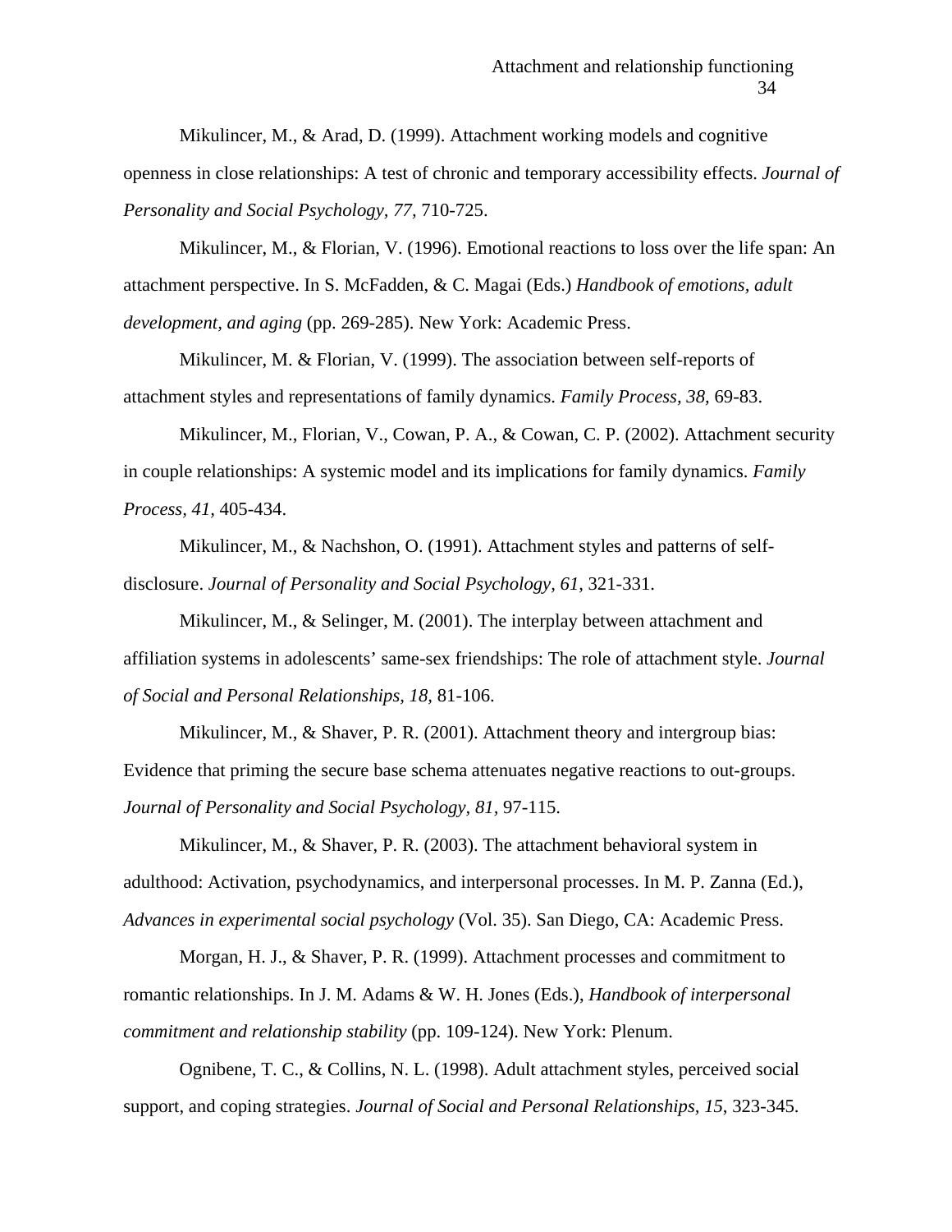Mikulincer, M., & Arad, D. (1999). Attachment working models and cognitive openness in close relationships: A test of chronic and temporary accessibility effects. *Journal of Personality and Social Psychology, 77*, 710-725.

Mikulincer, M., & Florian, V. (1996). Emotional reactions to loss over the life span: An attachment perspective. In S. McFadden, & C. Magai (Eds.) *Handbook of emotions, adult development, and aging* (pp. 269-285). New York: Academic Press.

Mikulincer, M. & Florian, V. (1999). The association between self-reports of attachment styles and representations of family dynamics. *Family Process, 38,* 69-83.

Mikulincer, M., Florian, V., Cowan, P. A., & Cowan, C. P. (2002). Attachment security in couple relationships: A systemic model and its implications for family dynamics. *Family Process, 41,* 405-434.

Mikulincer, M., & Nachshon, O. (1991). Attachment styles and patterns of self-disclosure. *Journal of Personality and Social Psychology, 61,* 321-331.

Mikulincer, M., & Selinger, M. (2001). The interplay between attachment and affiliation systems in adolescents' same-sex friendships: The role of attachment style. *Journal of Social and Personal Relationships, 18,* 81-106.

Mikulincer, M., & Shaver, P. R. (2001). Attachment theory and intergroup bias: Evidence that priming the secure base schema attenuates negative reactions to out-groups. *Journal of Personality and Social Psychology, 81,* 97-115.

Mikulincer, M., & Shaver, P. R. (2003). The attachment behavioral system in adulthood: Activation, psychodynamics, and interpersonal processes. In M. P. Zanna (Ed.), *Advances in experimental social psychology* (Vol. 35). San Diego, CA: Academic Press.

Morgan, H. J., & Shaver, P. R. (1999). Attachment processes and commitment to romantic relationships. In J. M. Adams & W. H. Jones (Eds.), *Handbook of interpersonal commitment and relationship stability* (pp. 109-124). New York: Plenum.

Ognibene, T. C., & Collins, N. L. (1998). Adult attachment styles, perceived social support, and coping strategies. *Journal of Social and Personal Relationships, 15*, 323-345.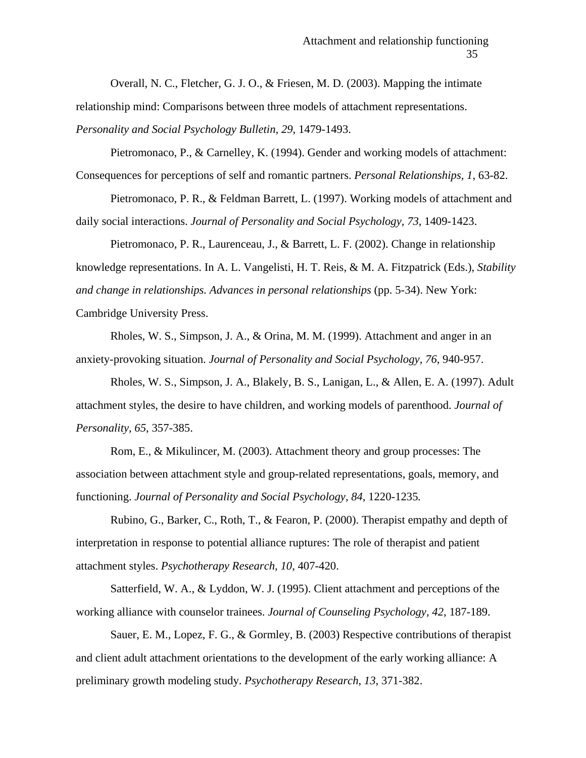Overall, N. C., Fletcher, G. J. O., & Friesen, M. D. (2003). Mapping the intimate relationship mind: Comparisons between three models of attachment representations. *Personality and Social Psychology Bulletin, 29*, 1479-1493.

Pietromonaco, P., & Carnelley, K. (1994). Gender and working models of attachment: Consequences for perceptions of self and romantic partners. *Personal Relationships, 1*, 63-82.

Pietromonaco, P. R., & Feldman Barrett, L. (1997). Working models of attachment and daily social interactions. *Journal of Personality and Social Psychology, 73*, 1409-1423.

Pietromonaco, P. R., Laurenceau, J., & Barrett, L. F. (2002). Change in relationship knowledge representations. In A. L. Vangelisti, H. T. Reis, & M. A. Fitzpatrick (Eds.), *Stability and change in relationships. Advances in personal relationships* (pp. 5-34). New York: Cambridge University Press.

Rholes, W. S., Simpson, J. A., & Orina, M. M. (1999). Attachment and anger in an anxiety-provoking situation. *Journal of Personality and Social Psychology, 76*, 940-957.

Rholes, W. S., Simpson, J. A., Blakely, B. S., Lanigan, L., & Allen, E. A. (1997). Adult attachment styles, the desire to have children, and working models of parenthood. *Journal of Personality, 65*, 357-385.

Rom, E., & Mikulincer, M. (2003). Attachment theory and group processes: The association between attachment style and group-related representations, goals, memory, and functioning. *Journal of Personality and Social Psychology, 84*, 1220-1235.

Rubino, G., Barker, C., Roth, T., & Fearon, P. (2000). Therapist empathy and depth of interpretation in response to potential alliance ruptures: The role of therapist and patient attachment styles. *Psychotherapy Research, 10*, 407-420.

Satterfield, W. A., & Lyddon, W. J. (1995). Client attachment and perceptions of the working alliance with counselor trainees. *Journal of Counseling Psychology, 42*, 187-189.

Sauer, E. M., Lopez, F. G., & Gormley, B. (2003) Respective contributions of therapist and client adult attachment orientations to the development of the early working alliance: A preliminary growth modeling study. *Psychotherapy Research, 13*, 371-382.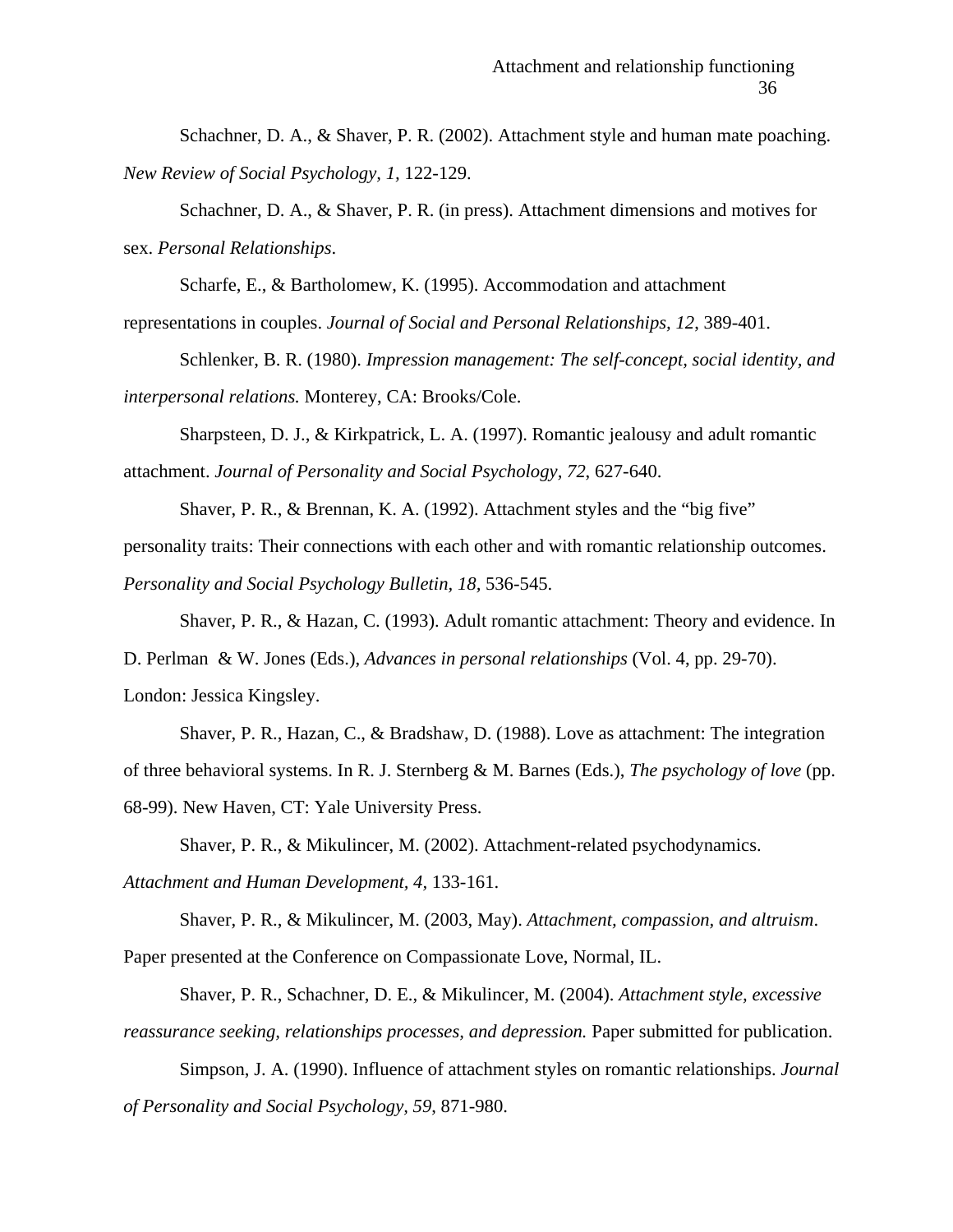Schachner, D. A., & Shaver, P. R. (2002). Attachment style and human mate poaching. *New Review of Social Psychology, 1,* 122-129.

Schachner, D. A., & Shaver, P. R. (in press). Attachment dimensions and motives for sex. *Personal Relationships*.

Scharfe, E., & Bartholomew, K. (1995). Accommodation and attachment representations in couples. *Journal of Social and Personal Relationships, 12*, 389-401.

Schlenker, B. R. (1980). *Impression management: The self-concept, social identity, and interpersonal relations.* Monterey, CA: Brooks/Cole.

Sharpsteen, D. J., & Kirkpatrick, L. A. (1997). Romantic jealousy and adult romantic attachment. *Journal of Personality and Social Psychology, 72*, 627-640.

Shaver, P. R., & Brennan, K. A. (1992). Attachment styles and the "big five" personality traits: Their connections with each other and with romantic relationship outcomes. *Personality and Social Psychology Bulletin, 18*, 536-545.

Shaver, P. R., & Hazan, C. (1993). Adult romantic attachment: Theory and evidence. In D. Perlman & W. Jones (Eds.), *Advances in personal relationships* (Vol. 4, pp. 29-70). London: Jessica Kingsley.

Shaver, P. R., Hazan, C., & Bradshaw, D. (1988). Love as attachment: The integration of three behavioral systems. In R. J. Sternberg & M. Barnes (Eds.), *The psychology of love* (pp. 68-99). New Haven, CT: Yale University Press.

Shaver, P. R., & Mikulincer, M. (2002). Attachment-related psychodynamics. *Attachment and Human Development, 4,* 133-161.

Shaver, P. R., & Mikulincer, M. (2003, May). *Attachment, compassion, and altruism*. Paper presented at the Conference on Compassionate Love, Normal, IL.

Shaver, P. R., Schachner, D. E., & Mikulincer, M. (2004). *Attachment style, excessive reassurance seeking, relationships processes, and depression.* Paper submitted for publication.

Simpson, J. A. (1990). Influence of attachment styles on romantic relationships. *Journal of Personality and Social Psychology, 59*, 871-980.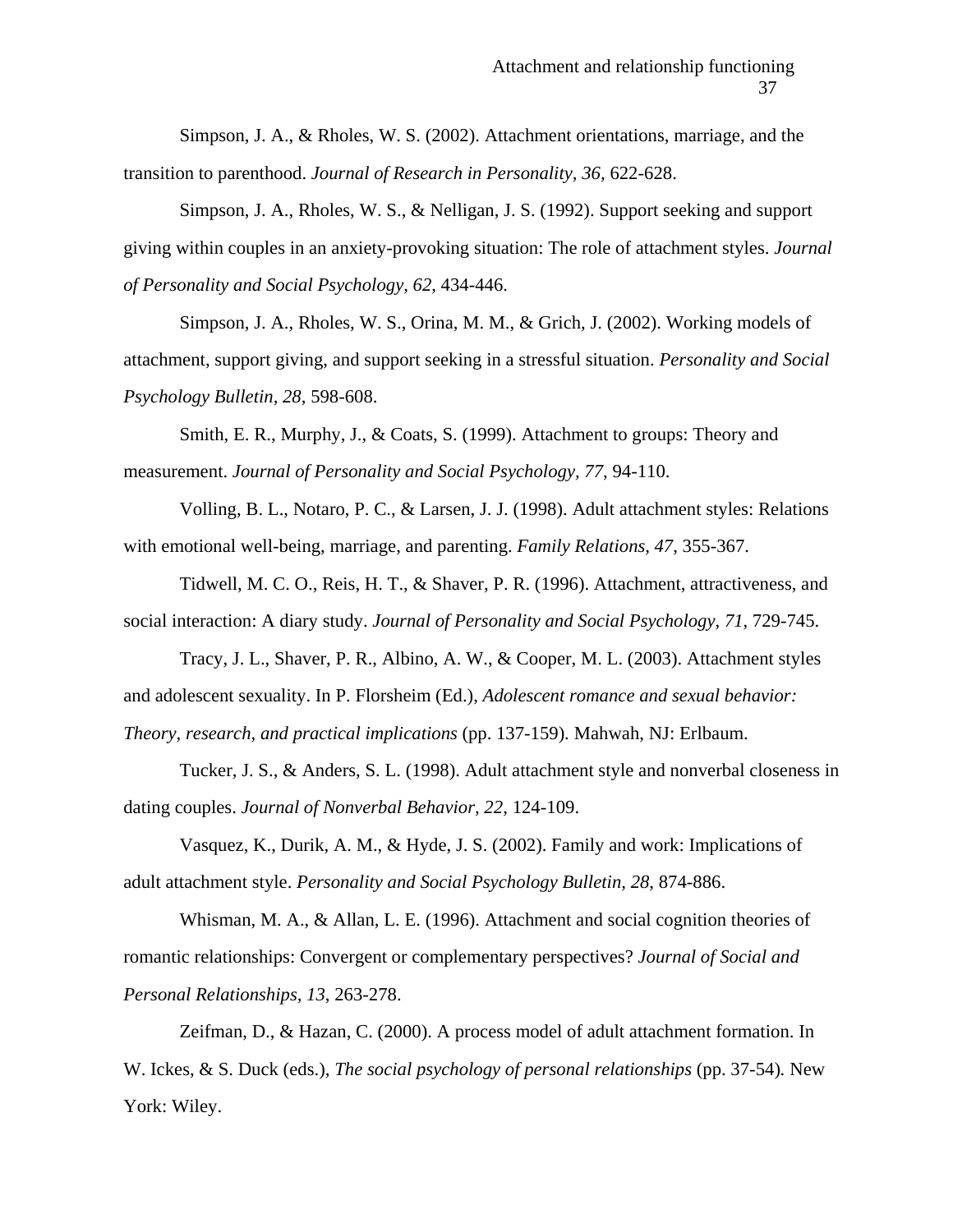Simpson, J. A., & Rholes, W. S. (2002). Attachment orientations, marriage, and the transition to parenthood. *Journal of Research in Personality, 36,* 622-628.

Simpson, J. A., Rholes, W. S., & Nelligan, J. S. (1992). Support seeking and support giving within couples in an anxiety-provoking situation: The role of attachment styles. *Journal of Personality and Social Psychology, 62*, 434-446.

Simpson, J. A., Rholes, W. S., Orina, M. M., & Grich, J. (2002). Working models of attachment, support giving, and support seeking in a stressful situation. *Personality and Social Psychology Bulletin, 28*, 598-608.

Smith, E. R., Murphy, J., & Coats, S. (1999). Attachment to groups: Theory and measurement. *Journal of Personality and Social Psychology, 77*, 94-110.

Volling, B. L., Notaro, P. C., & Larsen, J. J. (1998). Adult attachment styles: Relations with emotional well-being, marriage, and parenting. *Family Relations, 47,* 355-367.

Tidwell, M. C. O., Reis, H. T., & Shaver, P. R. (1996). Attachment, attractiveness, and social interaction: A diary study. *Journal of Personality and Social Psychology, 71*, 729-745.

Tracy, J. L., Shaver, P. R., Albino, A. W., & Cooper, M. L. (2003). Attachment styles and adolescent sexuality. In P. Florsheim (Ed.), *Adolescent romance and sexual behavior: Theory, research, and practical implications* (pp. 137-159). Mahwah, NJ: Erlbaum.

Tucker, J. S., & Anders, S. L. (1998). Adult attachment style and nonverbal closeness in dating couples. *Journal of Nonverbal Behavior, 22*, 124-109.

Vasquez, K., Durik, A. M., & Hyde, J. S. (2002). Family and work: Implications of adult attachment style. *Personality and Social Psychology Bulletin, 28*, 874-886.

Whisman, M. A., & Allan, L. E. (1996). Attachment and social cognition theories of romantic relationships: Convergent or complementary perspectives? *Journal of Social and Personal Relationships, 13*, 263-278.

Zeifman, D., & Hazan, C. (2000). A process model of adult attachment formation. In W. Ickes, & S. Duck (eds.), *The social psychology of personal relationships* (pp. 37-54)*.* New York: Wiley.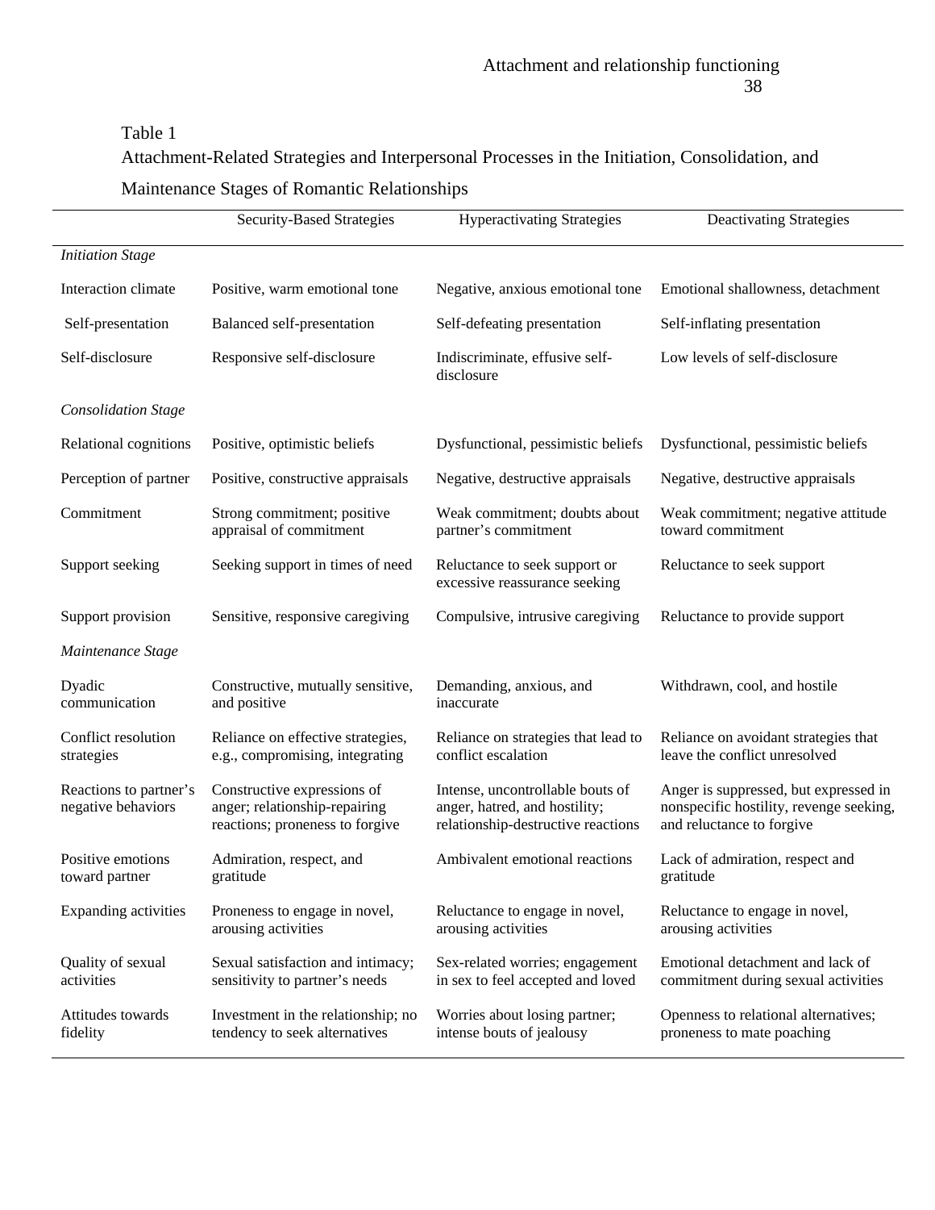Table 1

Attachment-Related Strategies and Interpersonal Processes in the Initiation, Consolidation, and Maintenance Stages of Romantic Relationships

| | Security-Based Strategies | Hyperactivating Strategies | Deactivating Strategies |
|---|---|---|---|
| *Initiation Stage* | | | |
| Interaction climate | Positive, warm emotional tone | Negative, anxious emotional tone | Emotional shallowness, detachment |
| Self-presentation | Balanced self-presentation | Self-defeating presentation | Self-inflating presentation |
| Self-disclosure | Responsive self-disclosure | Indiscriminate, effusive self-disclosure | Low levels of self-disclosure |
| *Consolidation Stage* | | | |
| Relational cognitions | Positive, optimistic beliefs | Dysfunctional, pessimistic beliefs | Dysfunctional, pessimistic beliefs |
| Perception of partner | Positive, constructive appraisals | Negative, destructive appraisals | Negative, destructive appraisals |
| Commitment | Strong commitment; positive appraisal of commitment | Weak commitment; doubts about partner's commitment | Weak commitment; negative attitude toward commitment |
| Support seeking | Seeking support in times of need | Reluctance to seek support or excessive reassurance seeking | Reluctance to seek support |
| Support provision | Sensitive, responsive caregiving | Compulsive, intrusive caregiving | Reluctance to provide support |
| *Maintenance Stage* | | | |
| Dyadic communication | Constructive, mutually sensitive, and positive | Demanding, anxious, and inaccurate | Withdrawn, cool, and hostile |
| Conflict resolution strategies | Reliance on effective strategies, e.g., compromising, integrating | Reliance on strategies that lead to conflict escalation | Reliance on avoidant strategies that leave the conflict unresolved |
| Reactions to partner's negative behaviors | Constructive expressions of anger; relationship-repairing reactions; proneness to forgive | Intense, uncontrollable bouts of anger, hatred, and hostility; relationship-destructive reactions | Anger is suppressed, but expressed in nonspecific hostility, revenge seeking, and reluctance to forgive |
| Positive emotions toward partner | Admiration, respect, and gratitude | Ambivalent emotional reactions | Lack of admiration, respect and gratitude |
| Expanding activities | Proneness to engage in novel, arousing activities | Reluctance to engage in novel, arousing activities | Reluctance to engage in novel, arousing activities |
| Quality of sexual activities | Sexual satisfaction and intimacy; sensitivity to partner's needs | Sex-related worries; engagement in sex to feel accepted and loved | Emotional detachment and lack of commitment during sexual activities |
| Attitudes towards fidelity | Investment in the relationship; no tendency to seek alternatives | Worries about losing partner; intense bouts of jealousy | Openness to relational alternatives; proneness to mate poaching |